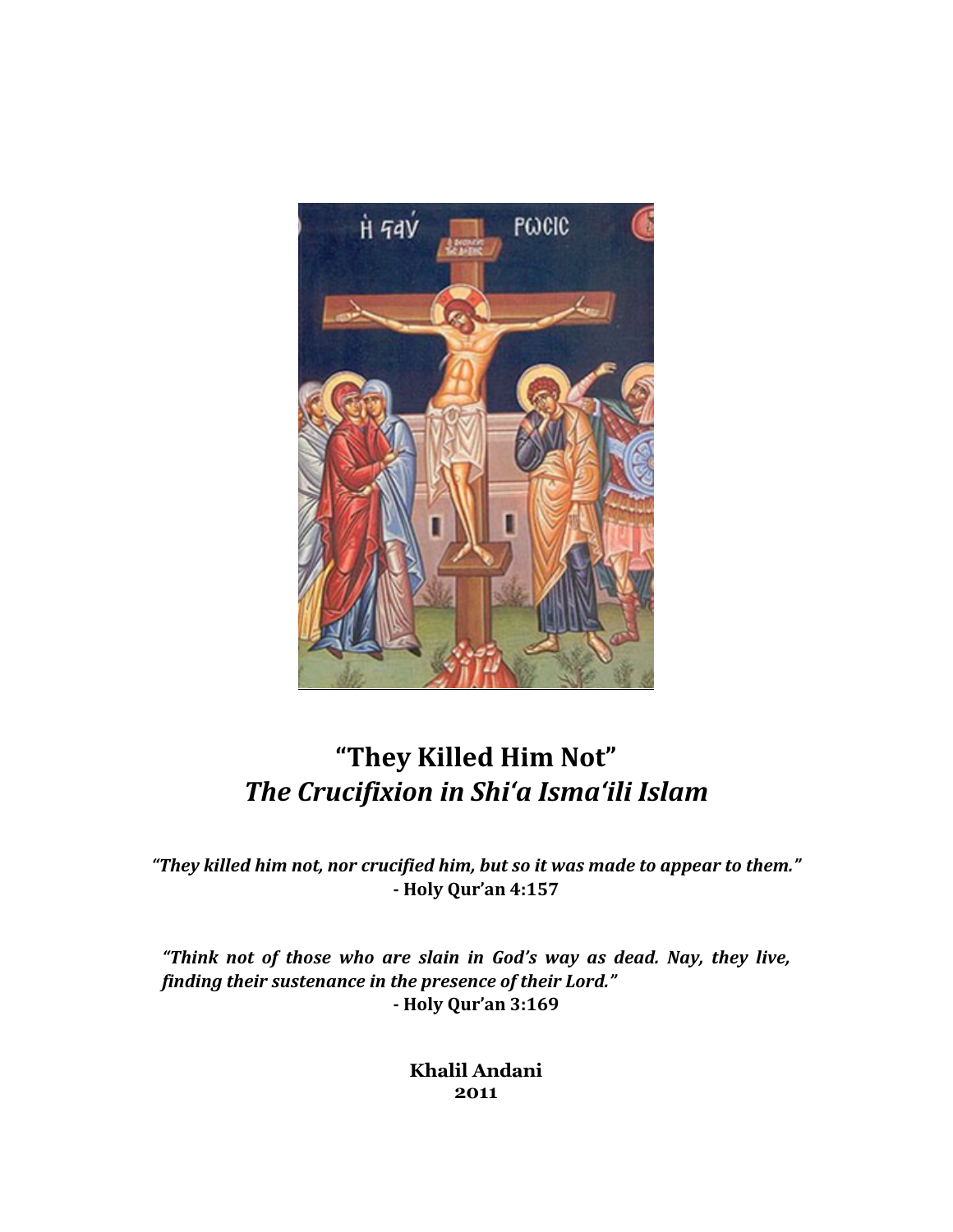# "They Killed Him Not"
## *The Crucifixion in Shi'a Isma'ili Islam*

***"They killed him not, nor crucified him, but so it was made to appear to them."***
**- Holy Qur'an 4:157**

***"Think not of those who are slain in God's way as dead. Nay, they live, finding their sustenance in the presence of their Lord."***
**- Holy Qur'an 3:169**

**Khalil Andani**
**2011**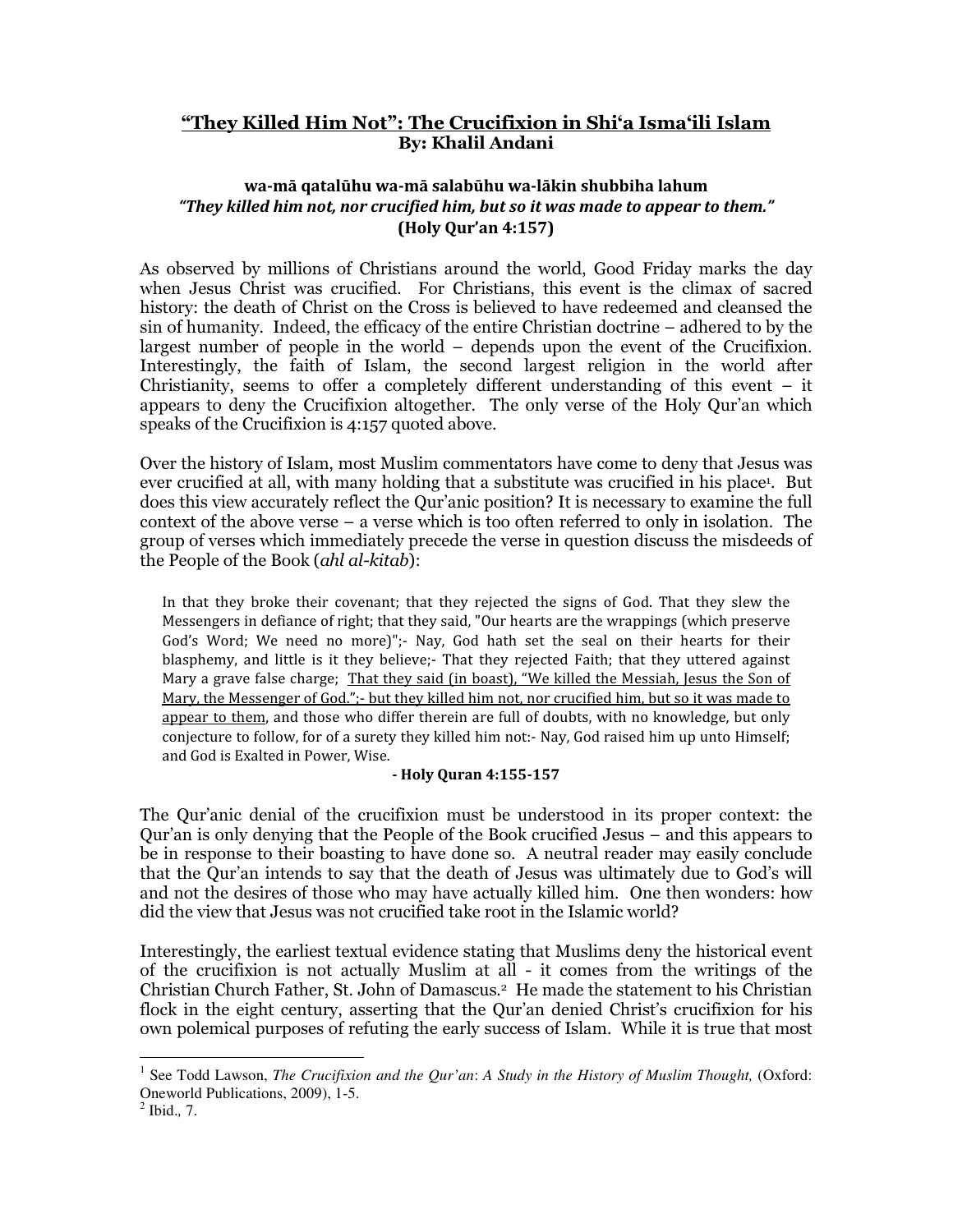## "They Killed Him Not": The Crucifixion in Shi'a Isma'ili Islam

**By: Khalil Andani**

**wa-mā qatalūhu wa-mā salabūhu wa-lākin shubbiha lahum**
***"They killed him not, nor crucified him, but so it was made to appear to them."***
**(Holy Qur'an 4:157)**

As observed by millions of Christians around the world, Good Friday marks the day when Jesus Christ was crucified. For Christians, this event is the climax of sacred history: the death of Christ on the Cross is believed to have redeemed and cleansed the sin of humanity. Indeed, the efficacy of the entire Christian doctrine – adhered to by the largest number of people in the world – depends upon the event of the Crucifixion. Interestingly, the faith of Islam, the second largest religion in the world after Christianity, seems to offer a completely different understanding of this event – it appears to deny the Crucifixion altogether. The only verse of the Holy Qur'an which speaks of the Crucifixion is 4:157 quoted above.

Over the history of Islam, most Muslim commentators have come to deny that Jesus was ever crucified at all, with many holding that a substitute was crucified in his place[1]. But does this view accurately reflect the Qur'anic position? It is necessary to examine the full context of the above verse – a verse which is too often referred to only in isolation. The group of verses which immediately precede the verse in question discuss the misdeeds of the People of the Book (*ahl al-kitab*):

> In that they broke their covenant; that they rejected the signs of God. That they slew the Messengers in defiance of right; that they said, "Our hearts are the wrappings (which preserve God's Word; We need no more)";- Nay, God hath set the seal on their hearts for their blasphemy, and little is it they believe;- That they rejected Faith; that they uttered against Mary a grave false charge; <u>That they said (in boast), "We killed the Messiah, Jesus the Son of Mary, the Messenger of God.";- but they killed him not, nor crucified him, but so it was made to appear to them</u>, and those who differ therein are full of doubts, with no knowledge, but only conjecture to follow, for of a surety they killed him not:- Nay, God raised him up unto Himself; and God is Exalted in Power, Wise.
>
> **- Holy Quran 4:155-157**

The Qur'anic denial of the crucifixion must be understood in its proper context: the Qur'an is only denying that the People of the Book crucified Jesus – and this appears to be in response to their boasting to have done so. A neutral reader may easily conclude that the Qur'an intends to say that the death of Jesus was ultimately due to God's will and not the desires of those who may have actually killed him. One then wonders: how did the view that Jesus was not crucified take root in the Islamic world?

Interestingly, the earliest textual evidence stating that Muslims deny the historical event of the crucifixion is not actually Muslim at all - it comes from the writings of the Christian Church Father, St. John of Damascus.[2] He made the statement to his Christian flock in the eight century, asserting that the Qur'an denied Christ's crucifixion for his own polemical purposes of refuting the early success of Islam. While it is true that most

---

[1] See Todd Lawson, *The Crucifixion and the Qur'an: A Study in the History of Muslim Thought,* (Oxford: Oneworld Publications, 2009), 1-5.

[2] Ibid., 7.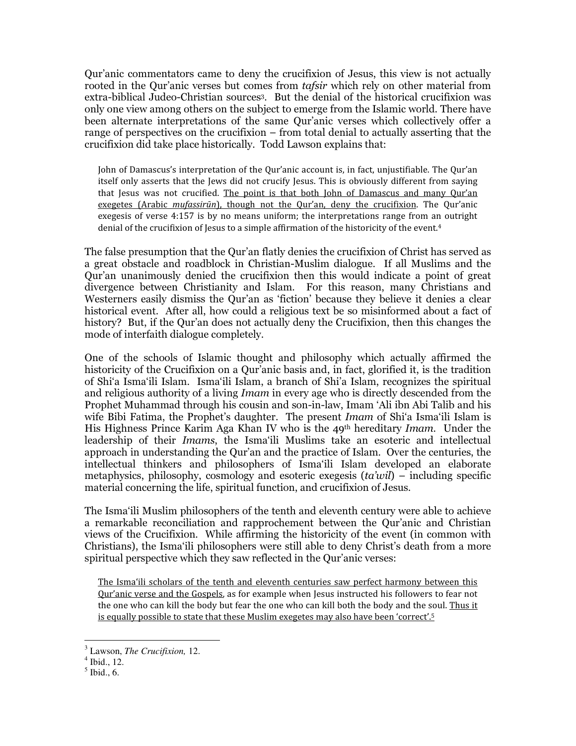Qur'anic commentators came to deny the crucifixion of Jesus, this view is not actually rooted in the Qur'anic verses but comes from *tafsir* which rely on other material from extra-biblical Judeo-Christian sources[3]. But the denial of the historical crucifixion was only one view among others on the subject to emerge from the Islamic world. There have been alternate interpretations of the same Qur'anic verses which collectively offer a range of perspectives on the crucifixion – from total denial to actually asserting that the crucifixion did take place historically. Todd Lawson explains that:

> John of Damascus's interpretation of the Qur'anic account is, in fact, unjustifiable. The Qur'an itself only asserts that the Jews did not crucify Jesus. This is obviously different from saying that Jesus was not crucified. <u>The point is that both John of Damascus and many Qur'an exegetes (Arabic *mufassirūn*), though not the Qur'an, deny the crucifixion</u>. The Qur'anic exegesis of verse 4:157 is by no means uniform; the interpretations range from an outright denial of the crucifixion of Jesus to a simple affirmation of the historicity of the event.[4]

The false presumption that the Qur'an flatly denies the crucifixion of Christ has served as a great obstacle and roadblock in Christian-Muslim dialogue. If all Muslims and the Qur'an unanimously denied the crucifixion then this would indicate a point of great divergence between Christianity and Islam. For this reason, many Christians and Westerners easily dismiss the Qur'an as 'fiction' because they believe it denies a clear historical event. After all, how could a religious text be so misinformed about a fact of history? But, if the Qur'an does not actually deny the Crucifixion, then this changes the mode of interfaith dialogue completely.

One of the schools of Islamic thought and philosophy which actually affirmed the historicity of the Crucifixion on a Qur'anic basis and, in fact, glorified it, is the tradition of Shi'a Isma'ili Islam. Isma'ili Islam, a branch of Shi'a Islam, recognizes the spiritual and religious authority of a living *Imam* in every age who is directly descended from the Prophet Muhammad through his cousin and son-in-law, Imam 'Ali ibn Abi Talib and his wife Bibi Fatima, the Prophet's daughter. The present *Imam* of Shi'a Isma'ili Islam is His Highness Prince Karim Aga Khan IV who is the 49th hereditary *Imam*. Under the leadership of their *Imams*, the Isma'ili Muslims take an esoteric and intellectual approach in understanding the Qur'an and the practice of Islam. Over the centuries, the intellectual thinkers and philosophers of Isma'ili Islam developed an elaborate metaphysics, philosophy, cosmology and esoteric exegesis (*ta'wil*) – including specific material concerning the life, spiritual function, and crucifixion of Jesus.

The Isma'ili Muslim philosophers of the tenth and eleventh century were able to achieve a remarkable reconciliation and rapprochement between the Qur'anic and Christian views of the Crucifixion. While affirming the historicity of the event (in common with Christians), the Isma'ili philosophers were still able to deny Christ's death from a more spiritual perspective which they saw reflected in the Qur'anic verses:

> <u>The Isma'ili scholars of the tenth and eleventh centuries saw perfect harmony between this Qur'anic verse and the Gospels</u>, as for example when Jesus instructed his followers to fear not the one who can kill the body but fear the one who can kill both the body and the soul. <u>Thus it is equally possible to state that these Muslim exegetes may also have been 'correct'.</u>[5]

---

[3] Lawson, *The Crucifixion,* 12.

[4] Ibid., 12.

[5] Ibid., 6.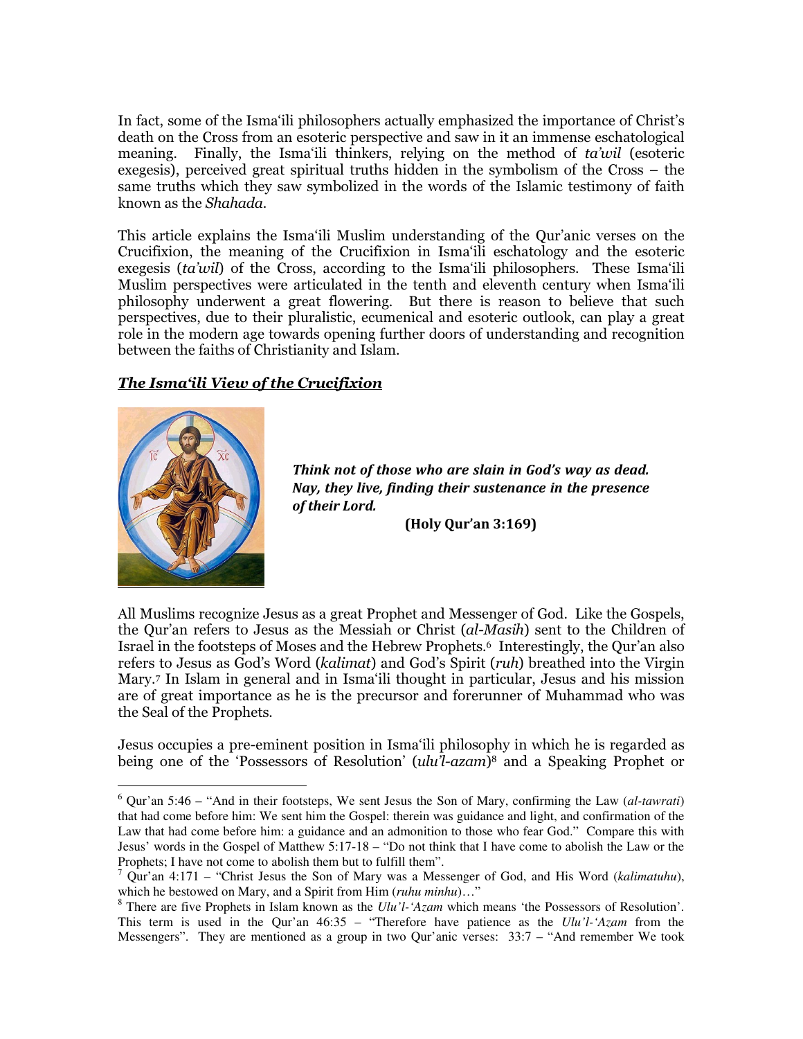In fact, some of the Isma'ili philosophers actually emphasized the importance of Christ's death on the Cross from an esoteric perspective and saw in it an immense eschatological meaning. Finally, the Isma'ili thinkers, relying on the method of *ta'wil* (esoteric exegesis), perceived great spiritual truths hidden in the symbolism of the Cross – the same truths which they saw symbolized in the words of the Islamic testimony of faith known as the *Shahada*.

This article explains the Isma'ili Muslim understanding of the Qur'anic verses on the Crucifixion, the meaning of the Crucifixion in Isma'ili eschatology and the esoteric exegesis (*ta'wil*) of the Cross, according to the Isma'ili philosophers. These Isma'ili Muslim perspectives were articulated in the tenth and eleventh century when Isma'ili philosophy underwent a great flowering. But there is reason to believe that such perspectives, due to their pluralistic, ecumenical and esoteric outlook, can play a great role in the modern age towards opening further doors of understanding and recognition between the faiths of Christianity and Islam.

## ***The Isma'ili View of the Crucifixion***

> ***Think not of those who are slain in God's way as dead. Nay, they live, finding their sustenance in the presence of their Lord.***
>
> **(Holy Qur'an 3:169)**

All Muslims recognize Jesus as a great Prophet and Messenger of God. Like the Gospels, the Qur'an refers to Jesus as the Messiah or Christ (*al-Masih*) sent to the Children of Israel in the footsteps of Moses and the Hebrew Prophets.[6] Interestingly, the Qur'an also refers to Jesus as God's Word (*kalimat*) and God's Spirit (*ruh*) breathed into the Virgin Mary.[7] In Islam in general and in Isma'ili thought in particular, Jesus and his mission are of great importance as he is the precursor and forerunner of Muhammad who was the Seal of the Prophets.

Jesus occupies a pre-eminent position in Isma'ili philosophy in which he is regarded as being one of the 'Possessors of Resolution' (*ulu'l-azam*)[8] and a Speaking Prophet or

---

[6] Qur'an 5:46 – "And in their footsteps, We sent Jesus the Son of Mary, confirming the Law (*al-tawrati*) that had come before him: We sent him the Gospel: therein was guidance and light, and confirmation of the Law that had come before him: a guidance and an admonition to those who fear God." Compare this with Jesus' words in the Gospel of Matthew 5:17-18 – "Do not think that I have come to abolish the Law or the Prophets; I have not come to abolish them but to fulfill them".

[7] Qur'an 4:171 – "Christ Jesus the Son of Mary was a Messenger of God, and His Word (*kalimatuhu*), which he bestowed on Mary, and a Spirit from Him (*ruhu minhu*)…"

[8] There are five Prophets in Islam known as the *Ulu'l-'Azam* which means 'the Possessors of Resolution'. This term is used in the Qur'an 46:35 – "Therefore have patience as the *Ulu'l-'Azam* from the Messengers". They are mentioned as a group in two Qur'anic verses: 33:7 – "And remember We took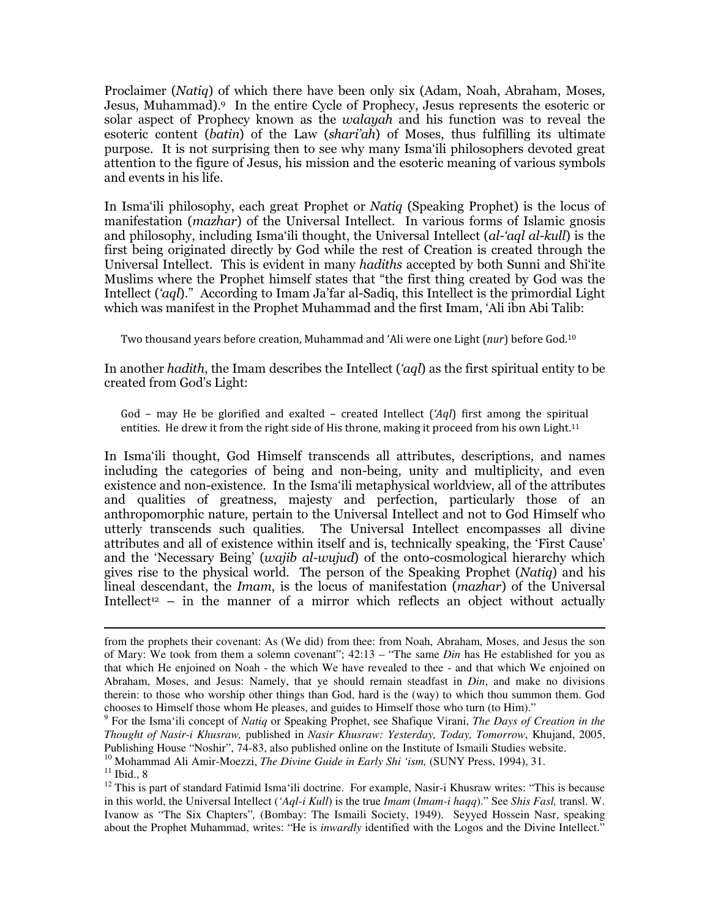Proclaimer (*Natiq*) of which there have been only six (Adam, Noah, Abraham, Moses, Jesus, Muhammad).[9] In the entire Cycle of Prophecy, Jesus represents the esoteric or solar aspect of Prophecy known as the *walayah* and his function was to reveal the esoteric content (*batin*) of the Law (*shari'ah*) of Moses, thus fulfilling its ultimate purpose. It is not surprising then to see why many Isma'ili philosophers devoted great attention to the figure of Jesus, his mission and the esoteric meaning of various symbols and events in his life.

In Isma'ili philosophy, each great Prophet or *Natiq* (Speaking Prophet) is the locus of manifestation (*mazhar*) of the Universal Intellect. In various forms of Islamic gnosis and philosophy, including Isma'ili thought, the Universal Intellect (*al-'aql al-kull*) is the first being originated directly by God while the rest of Creation is created through the Universal Intellect. This is evident in many *hadiths* accepted by both Sunni and Shi'ite Muslims where the Prophet himself states that "the first thing created by God was the Intellect (*'aql*)." According to Imam Ja'far al-Sadiq, this Intellect is the primordial Light which was manifest in the Prophet Muhammad and the first Imam, 'Ali ibn Abi Talib:

> Two thousand years before creation, Muhammad and 'Ali were one Light (*nur*) before God.[10]

In another *hadith*, the Imam describes the Intellect (*'aql*) as the first spiritual entity to be created from God's Light:

> God – may He be glorified and exalted – created Intellect (*'Aql*) first among the spiritual entities. He drew it from the right side of His throne, making it proceed from his own Light.[11]

In Isma'ili thought, God Himself transcends all attributes, descriptions, and names including the categories of being and non-being, unity and multiplicity, and even existence and non-existence. In the Isma'ili metaphysical worldview, all of the attributes and qualities of greatness, majesty and perfection, particularly those of an anthropomorphic nature, pertain to the Universal Intellect and not to God Himself who utterly transcends such qualities. The Universal Intellect encompasses all divine attributes and all of existence within itself and is, technically speaking, the 'First Cause' and the 'Necessary Being' (*wajib al-wujud*) of the onto-cosmological hierarchy which gives rise to the physical world. The person of the Speaking Prophet (*Natiq*) and his lineal descendant, the *Imam*, is the locus of manifestation (*mazhar*) of the Universal Intellect[12] – in the manner of a mirror which reflects an object without actually

---

from the prophets their covenant: As (We did) from thee: from Noah, Abraham, Moses, and Jesus the son of Mary: We took from them a solemn covenant"; 42:13 – "The same *Din* has He established for you as that which He enjoined on Noah - the which We have revealed to thee - and that which We enjoined on Abraham, Moses, and Jesus: Namely, that ye should remain steadfast in *Din*, and make no divisions therein: to those who worship other things than God, hard is the (way) to which thou summon them. God chooses to Himself those whom He pleases, and guides to Himself those who turn (to Him)."

[9] For the Isma'ili concept of *Natiq* or Speaking Prophet, see Shafique Virani, *The Days of Creation in the Thought of Nasir-i Khusraw,* published in *Nasir Khusraw: Yesterday, Today, Tomorrow*, Khujand, 2005, Publishing House "Noshir", 74-83, also published online on the Institute of Ismaili Studies website.

[10] Mohammad Ali Amir-Moezzi, *The Divine Guide in Early Shi 'ism,* (SUNY Press, 1994), 31.

[11] Ibid., 8

[12] This is part of standard Fatimid Isma'ili doctrine. For example, Nasir-i Khusraw writes: "This is because in this world, the Universal Intellect (*'Aql-i Kull*) is the true *Imam* (*Imam-i haqq*)." See *Shis Fasl,* transl. W. Ivanow as "The Six Chapters", (Bombay: The Ismaili Society, 1949). Seyyed Hossein Nasr, speaking about the Prophet Muhammad, writes: "He is *inwardly* identified with the Logos and the Divine Intellect."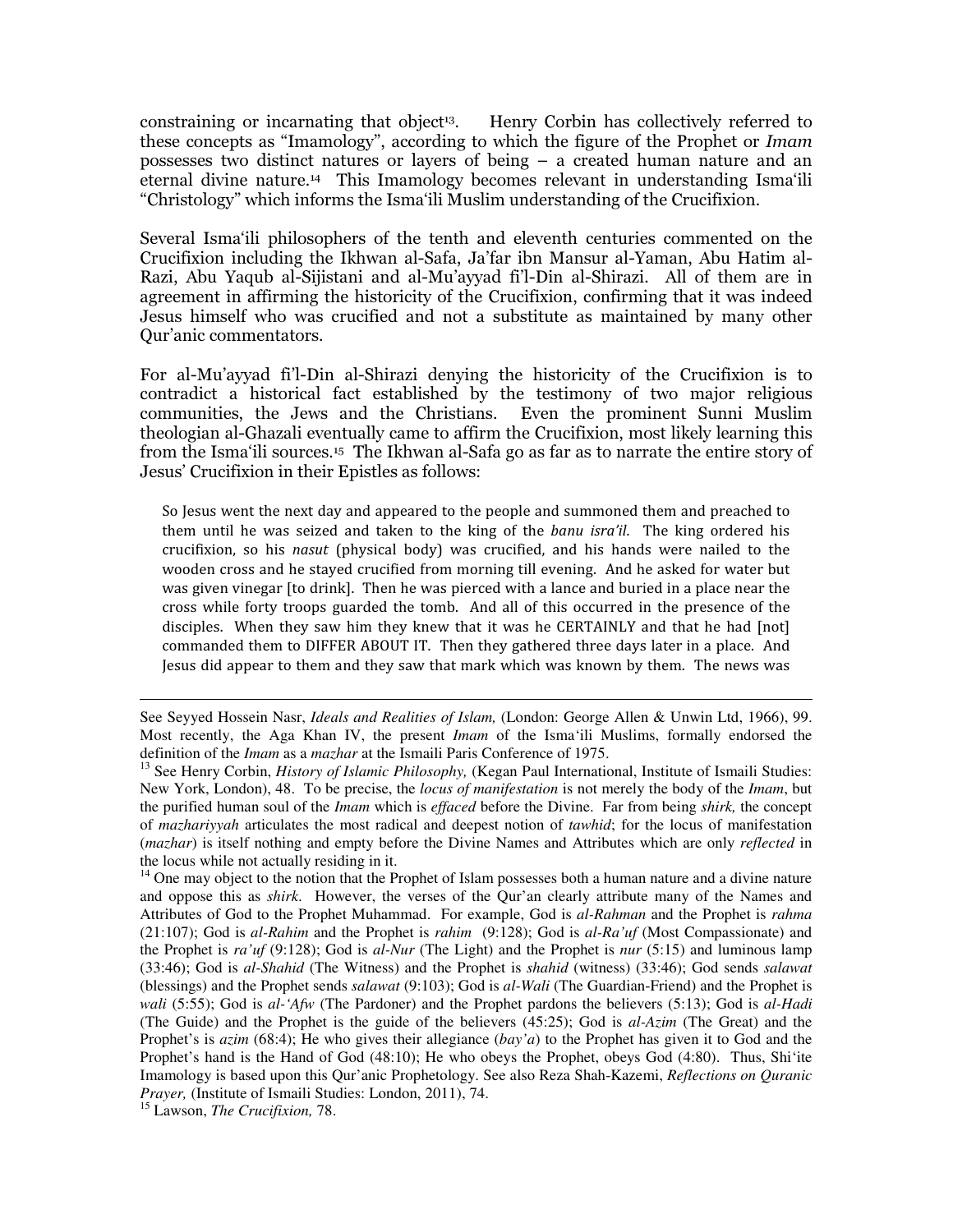constraining or incarnating that object[13]. Henry Corbin has collectively referred to these concepts as "Imamology", according to which the figure of the Prophet or *Imam* possesses two distinct natures or layers of being – a created human nature and an eternal divine nature.[14] This Imamology becomes relevant in understanding Isma'ili "Christology" which informs the Isma'ili Muslim understanding of the Crucifixion.

Several Isma'ili philosophers of the tenth and eleventh centuries commented on the Crucifixion including the Ikhwan al-Safa, Ja'far ibn Mansur al-Yaman, Abu Hatim al-Razi, Abu Yaqub al-Sijistani and al-Mu'ayyad fi'l-Din al-Shirazi. All of them are in agreement in affirming the historicity of the Crucifixion, confirming that it was indeed Jesus himself who was crucified and not a substitute as maintained by many other Qur'anic commentators.

For al-Mu'ayyad fi'l-Din al-Shirazi denying the historicity of the Crucifixion is to contradict a historical fact established by the testimony of two major religious communities, the Jews and the Christians. Even the prominent Sunni Muslim theologian al-Ghazali eventually came to affirm the Crucifixion, most likely learning this from the Isma'ili sources.[15] The Ikhwan al-Safa go as far as to narrate the entire story of Jesus' Crucifixion in their Epistles as follows:

> So Jesus went the next day and appeared to the people and summoned them and preached to them until he was seized and taken to the king of the *banu isra'il*. The king ordered his crucifixion, so his *nasut* (physical body) was crucified, and his hands were nailed to the wooden cross and he stayed crucified from morning till evening. And he asked for water but was given vinegar [to drink]. Then he was pierced with a lance and buried in a place near the cross while forty troops guarded the tomb. And all of this occurred in the presence of the disciples. When they saw him they knew that it was he CERTAINLY and that he had [not] commanded them to DIFFER ABOUT IT. Then they gathered three days later in a place. And Jesus did appear to them and they saw that mark which was known by them. The news was

---

See Seyyed Hossein Nasr, *Ideals and Realities of Islam,* (London: George Allen & Unwin Ltd, 1966), 99. Most recently, the Aga Khan IV, the present *Imam* of the Isma'ili Muslims, formally endorsed the definition of the *Imam* as a *mazhar* at the Ismaili Paris Conference of 1975.

[13] See Henry Corbin, *History of Islamic Philosophy,* (Kegan Paul International, Institute of Ismaili Studies: New York, London), 48. To be precise, the *locus of manifestation* is not merely the body of the *Imam*, but the purified human soul of the *Imam* which is *effaced* before the Divine. Far from being *shirk,* the concept of *mazhariyyah* articulates the most radical and deepest notion of *tawhid*; for the locus of manifestation (*mazhar*) is itself nothing and empty before the Divine Names and Attributes which are only *reflected* in the locus while not actually residing in it.

[14] One may object to the notion that the Prophet of Islam possesses both a human nature and a divine nature and oppose this as *shirk*. However, the verses of the Qur'an clearly attribute many of the Names and Attributes of God to the Prophet Muhammad. For example, God is *al-Rahman* and the Prophet is *rahma* (21:107); God is *al-Rahim* and the Prophet is *rahim* (9:128); God is *al-Ra'uf* (Most Compassionate) and the Prophet is *ra'uf* (9:128); God is *al-Nur* (The Light) and the Prophet is *nur* (5:15) and luminous lamp (33:46); God is *al-Shahid* (The Witness) and the Prophet is *shahid* (witness) (33:46); God sends *salawat* (blessings) and the Prophet sends *salawat* (9:103); God is *al-Wali* (The Guardian-Friend) and the Prophet is *wali* (5:55); God is *al-'Afw* (The Pardoner) and the Prophet pardons the believers (5:13); God is *al-Hadi* (The Guide) and the Prophet is the guide of the believers (45:25); God is *al-Azim* (The Great) and the Prophet's is *azim* (68:4); He who gives their allegiance (*bay'a*) to the Prophet has given it to God and the Prophet's hand is the Hand of God (48:10); He who obeys the Prophet, obeys God (4:80). Thus, Shi'ite Imamology is based upon this Qur'anic Prophetology. See also Reza Shah-Kazemi, *Reflections on Quranic Prayer,* (Institute of Ismaili Studies: London, 2011), 74.

[15] Lawson, *The Crucifixion,* 78.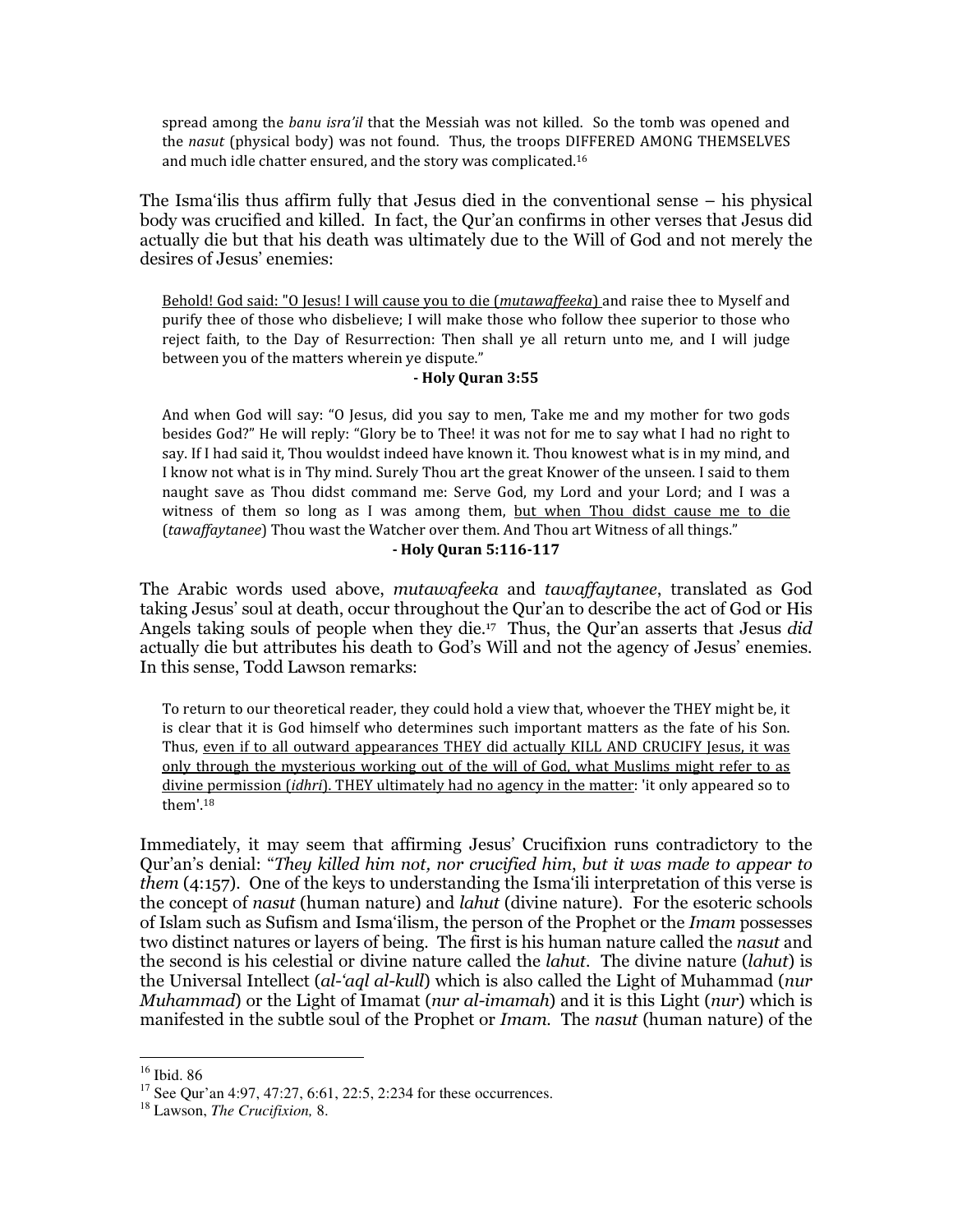spread among the *banu isra'il* that the Messiah was not killed. So the tomb was opened and the *nasut* (physical body) was not found. Thus, the troops DIFFERED AMONG THEMSELVES and much idle chatter ensured, and the story was complicated.[16]

The Isma'ilis thus affirm fully that Jesus died in the conventional sense – his physical body was crucified and killed. In fact, the Qur'an confirms in other verses that Jesus did actually die but that his death was ultimately due to the Will of God and not merely the desires of Jesus' enemies:

> <u>Behold! God said: "O Jesus! I will cause you to die (*mutawaffeeka*)</u> and raise thee to Myself and purify thee of those who disbelieve; I will make those who follow thee superior to those who reject faith, to the Day of Resurrection: Then shall ye all return unto me, and I will judge between you of the matters wherein ye dispute."
>
> **- Holy Quran 3:55**

> And when God will say: "O Jesus, did you say to men, Take me and my mother for two gods besides God?" He will reply: "Glory be to Thee! it was not for me to say what I had no right to say. If I had said it, Thou wouldst indeed have known it. Thou knowest what is in my mind, and I know not what is in Thy mind. Surely Thou art the great Knower of the unseen. I said to them naught save as Thou didst command me: Serve God, my Lord and your Lord; and I was a witness of them so long as I was among them, <u>but when Thou didst cause me to die</u> (*tawaffaytanee*) Thou wast the Watcher over them. And Thou art Witness of all things."
>
> **- Holy Quran 5:116-117**

The Arabic words used above, *mutawafeeka* and *tawaffaytanee*, translated as God taking Jesus' soul at death, occur throughout the Qur'an to describe the act of God or His Angels taking souls of people when they die.[17] Thus, the Qur'an asserts that Jesus *did* actually die but attributes his death to God's Will and not the agency of Jesus' enemies. In this sense, Todd Lawson remarks:

> To return to our theoretical reader, they could hold a view that, whoever the THEY might be, it is clear that it is God himself who determines such important matters as the fate of his Son. Thus, <u>even if to all outward appearances THEY did actually KILL AND CRUCIFY Jesus, it was only through the mysterious working out of the will of God, what Muslims might refer to as divine permission (*idhri*). THEY ultimately had no agency in the matter</u>: 'it only appeared so to them'.[18]

Immediately, it may seem that affirming Jesus' Crucifixion runs contradictory to the Qur'an's denial: "*They killed him not, nor crucified him, but it was made to appear to them* (4:157). One of the keys to understanding the Isma'ili interpretation of this verse is the concept of *nasut* (human nature) and *lahut* (divine nature). For the esoteric schools of Islam such as Sufism and Isma'ilism, the person of the Prophet or the *Imam* possesses two distinct natures or layers of being. The first is his human nature called the *nasut* and the second is his celestial or divine nature called the *lahut*. The divine nature (*lahut*) is the Universal Intellect (*al-'aql al-kull*) which is also called the Light of Muhammad (*nur Muhammad*) or the Light of Imamat (*nur al-imamah*) and it is this Light (*nur*) which is manifested in the subtle soul of the Prophet or *Imam*. The *nasut* (human nature) of the

---

[16] Ibid. 86

[17] See Qur'an 4:97, 47:27, 6:61, 22:5, 2:234 for these occurrences.

[18] Lawson, *The Crucifixion,* 8.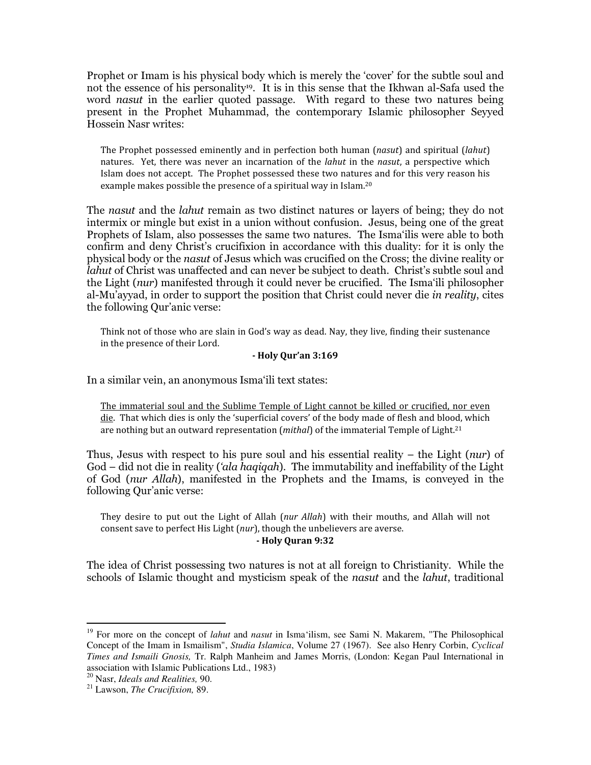Prophet or Imam is his physical body which is merely the 'cover' for the subtle soul and not the essence of his personality[19]. It is in this sense that the Ikhwan al-Safa used the word *nasut* in the earlier quoted passage. With regard to these two natures being present in the Prophet Muhammad, the contemporary Islamic philosopher Seyyed Hossein Nasr writes:

> The Prophet possessed eminently and in perfection both human (*nasut*) and spiritual (*lahut*) natures. Yet, there was never an incarnation of the *lahut* in the *nasut*, a perspective which Islam does not accept. The Prophet possessed these two natures and for this very reason his example makes possible the presence of a spiritual way in Islam.[20]

The *nasut* and the *lahut* remain as two distinct natures or layers of being; they do not intermix or mingle but exist in a union without confusion. Jesus, being one of the great Prophets of Islam, also possesses the same two natures. The Isma'ilis were able to both confirm and deny Christ's crucifixion in accordance with this duality: for it is only the physical body or the *nasut* of Jesus which was crucified on the Cross; the divine reality or *lahut* of Christ was unaffected and can never be subject to death. Christ's subtle soul and the Light (*nur*) manifested through it could never be crucified. The Isma'ili philosopher al-Mu'ayyad, in order to support the position that Christ could never die *in reality*, cites the following Qur'anic verse:

> Think not of those who are slain in God's way as dead. Nay, they live, finding their sustenance in the presence of their Lord.
>
> **- Holy Qur'an 3:169**

In a similar vein, an anonymous Isma'ili text states:

> <u>The immaterial soul and the Sublime Temple of Light cannot be killed or crucified, nor even die</u>. That which dies is only the 'superficial covers' of the body made of flesh and blood, which are nothing but an outward representation (*mithal*) of the immaterial Temple of Light.[21]

Thus, Jesus with respect to his pure soul and his essential reality – the Light (*nur*) of God – did not die in reality (*'ala haqiqah*). The immutability and ineffability of the Light of God (*nur Allah*), manifested in the Prophets and the Imams, is conveyed in the following Qur'anic verse:

> They desire to put out the Light of Allah (*nur Allah*) with their mouths, and Allah will not consent save to perfect His Light (*nur*), though the unbelievers are averse.
>
> **- Holy Quran 9:32**

The idea of Christ possessing two natures is not at all foreign to Christianity. While the schools of Islamic thought and mysticism speak of the *nasut* and the *lahut*, traditional

---

[19] For more on the concept of *lahut* and *nasut* in Isma'ilism, see Sami N. Makarem, "The Philosophical Concept of the Imam in Ismailism", *Studia Islamica*, Volume 27 (1967). See also Henry Corbin, *Cyclical Times and Ismaili Gnosis,* Tr. Ralph Manheim and James Morris, (London: Kegan Paul International in association with Islamic Publications Ltd., 1983)

[20] Nasr, *Ideals and Realities,* 90.

[21] Lawson, *The Crucifixion,* 89.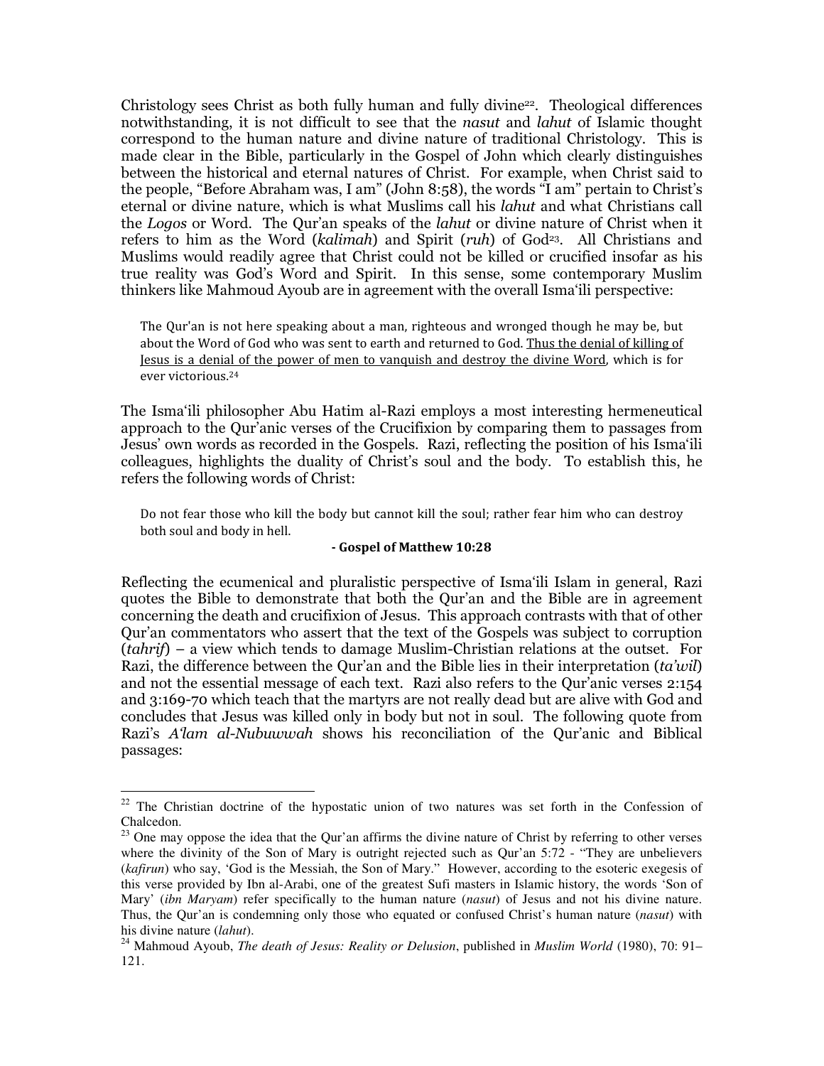Christology sees Christ as both fully human and fully divine[22]. Theological differences notwithstanding, it is not difficult to see that the *nasut* and *lahut* of Islamic thought correspond to the human nature and divine nature of traditional Christology. This is made clear in the Bible, particularly in the Gospel of John which clearly distinguishes between the historical and eternal natures of Christ. For example, when Christ said to the people, "Before Abraham was, I am" (John 8:58), the words "I am" pertain to Christ's eternal or divine nature, which is what Muslims call his *lahut* and what Christians call the *Logos* or Word. The Qur'an speaks of the *lahut* or divine nature of Christ when it refers to him as the Word (*kalimah*) and Spirit (*ruh*) of God[23]. All Christians and Muslims would readily agree that Christ could not be killed or crucified insofar as his true reality was God's Word and Spirit. In this sense, some contemporary Muslim thinkers like Mahmoud Ayoub are in agreement with the overall Isma'ili perspective:

> The Qur'an is not here speaking about a man, righteous and wronged though he may be, but about the Word of God who was sent to earth and returned to God. <u>Thus the denial of killing of Jesus is a denial of the power of men to vanquish and destroy the divine Word</u>, which is for ever victorious.[24]

The Isma'ili philosopher Abu Hatim al-Razi employs a most interesting hermeneutical approach to the Qur'anic verses of the Crucifixion by comparing them to passages from Jesus' own words as recorded in the Gospels. Razi, reflecting the position of his Isma'ili colleagues, highlights the duality of Christ's soul and the body. To establish this, he refers the following words of Christ:

> Do not fear those who kill the body but cannot kill the soul; rather fear him who can destroy both soul and body in hell.
>
> **- Gospel of Matthew 10:28**

Reflecting the ecumenical and pluralistic perspective of Isma'ili Islam in general, Razi quotes the Bible to demonstrate that both the Qur'an and the Bible are in agreement concerning the death and crucifixion of Jesus. This approach contrasts with that of other Qur'an commentators who assert that the text of the Gospels was subject to corruption (*tahrif*) – a view which tends to damage Muslim-Christian relations at the outset. For Razi, the difference between the Qur'an and the Bible lies in their interpretation (*ta'wil*) and not the essential message of each text. Razi also refers to the Qur'anic verses 2:154 and 3:169-70 which teach that the martyrs are not really dead but are alive with God and concludes that Jesus was killed only in body but not in soul. The following quote from Razi's *A'lam al-Nubuwwah* shows his reconciliation of the Qur'anic and Biblical passages:

---

[22] The Christian doctrine of the hypostatic union of two natures was set forth in the Confession of Chalcedon.

[23] One may oppose the idea that the Qur'an affirms the divine nature of Christ by referring to other verses where the divinity of the Son of Mary is outright rejected such as Qur'an 5:72 - "They are unbelievers (*kafirun*) who say, 'God is the Messiah, the Son of Mary." However, according to the esoteric exegesis of this verse provided by Ibn al-Arabi, one of the greatest Sufi masters in Islamic history, the words 'Son of Mary' (*ibn Maryam*) refer specifically to the human nature (*nasut*) of Jesus and not his divine nature. Thus, the Qur'an is condemning only those who equated or confused Christ's human nature (*nasut*) with his divine nature (*lahut*).

[24] Mahmoud Ayoub, *The death of Jesus: Reality or Delusion*, published in *Muslim World* (1980), 70: 91–121.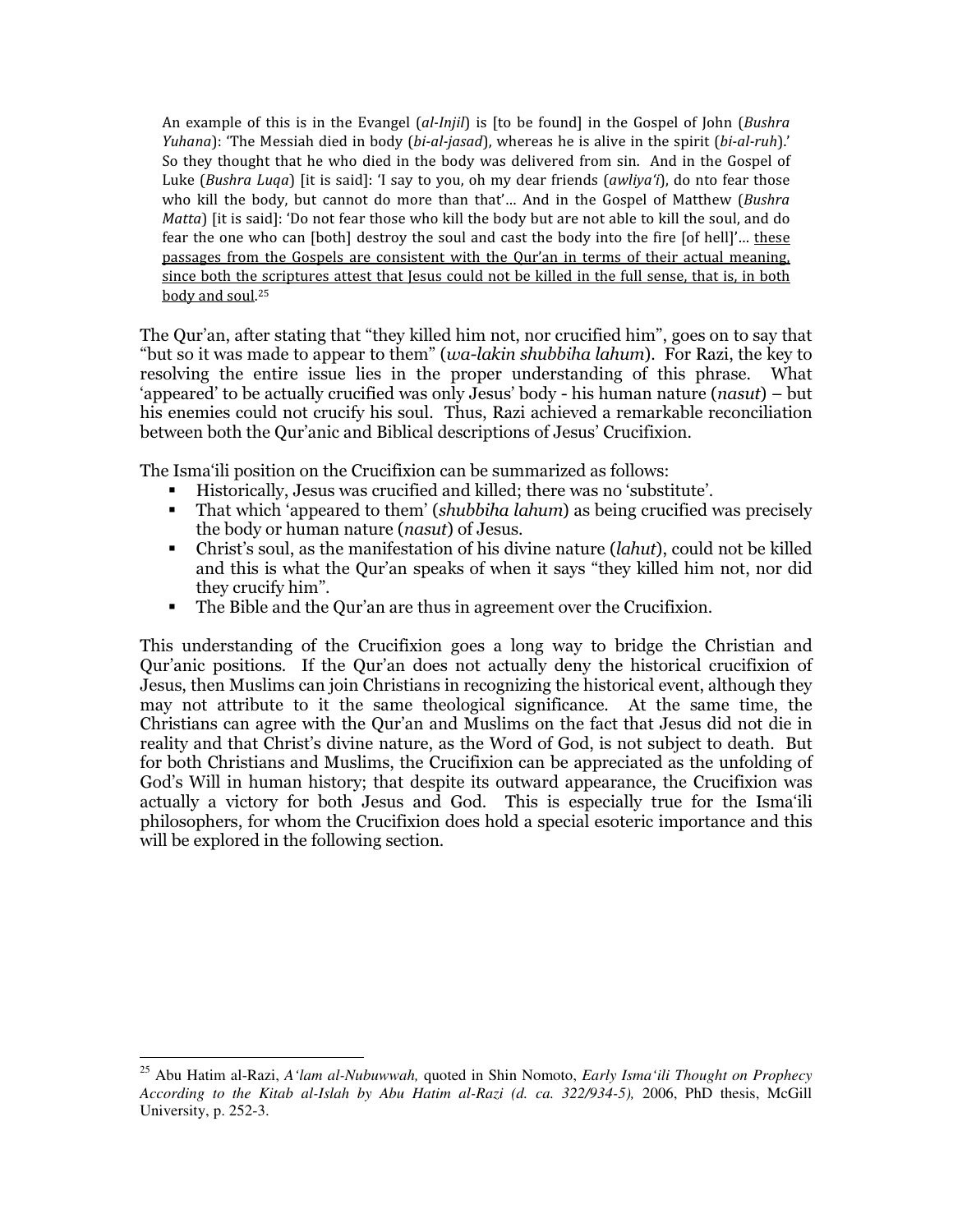> An example of this is in the Evangel (*al-Injil*) is [to be found] in the Gospel of John (*Bushra Yuhana*): 'The Messiah died in body (*bi-al-jasad*), whereas he is alive in the spirit (*bi-al-ruh*).' So they thought that he who died in the body was delivered from sin. And in the Gospel of Luke (*Bushra Luqa*) [it is said]: 'I say to you, oh my dear friends (*awliya'i*), do nto fear those who kill the body, but cannot do more than that'… And in the Gospel of Matthew (*Bushra Matta*) [it is said]: 'Do not fear those who kill the body but are not able to kill the soul, and do fear the one who can [both] destroy the soul and cast the body into the fire [of hell]'… <u>these passages from the Gospels are consistent with the Qur'an in terms of their actual meaning, since both the scriptures attest that Jesus could not be killed in the full sense, that is, in both body and soul</u>.[25]

The Qur'an, after stating that "they killed him not, nor crucified him", goes on to say that "but so it was made to appear to them" (*wa-lakin shubbiha lahum*). For Razi, the key to resolving the entire issue lies in the proper understanding of this phrase. What 'appeared' to be actually crucified was only Jesus' body - his human nature (*nasut*) – but his enemies could not crucify his soul. Thus, Razi achieved a remarkable reconciliation between both the Qur'anic and Biblical descriptions of Jesus' Crucifixion.

The Isma'ili position on the Crucifixion can be summarized as follows:

- Historically, Jesus was crucified and killed; there was no 'substitute'.
- That which 'appeared to them' (*shubbiha lahum*) as being crucified was precisely the body or human nature (*nasut*) of Jesus.
- Christ's soul, as the manifestation of his divine nature (*lahut*), could not be killed and this is what the Qur'an speaks of when it says "they killed him not, nor did they crucify him".
- The Bible and the Qur'an are thus in agreement over the Crucifixion.

This understanding of the Crucifixion goes a long way to bridge the Christian and Qur'anic positions. If the Qur'an does not actually deny the historical crucifixion of Jesus, then Muslims can join Christians in recognizing the historical event, although they may not attribute to it the same theological significance. At the same time, the Christians can agree with the Qur'an and Muslims on the fact that Jesus did not die in reality and that Christ's divine nature, as the Word of God, is not subject to death. But for both Christians and Muslims, the Crucifixion can be appreciated as the unfolding of God's Will in human history; that despite its outward appearance, the Crucifixion was actually a victory for both Jesus and God. This is especially true for the Isma'ili philosophers, for whom the Crucifixion does hold a special esoteric importance and this will be explored in the following section.

---

[25] Abu Hatim al-Razi, *A'lam al-Nubuwwah,* quoted in Shin Nomoto, *Early Isma'ili Thought on Prophecy According to the Kitab al-Islah by Abu Hatim al-Razi (d. ca. 322/934-5),* 2006, PhD thesis, McGill University, p. 252-3.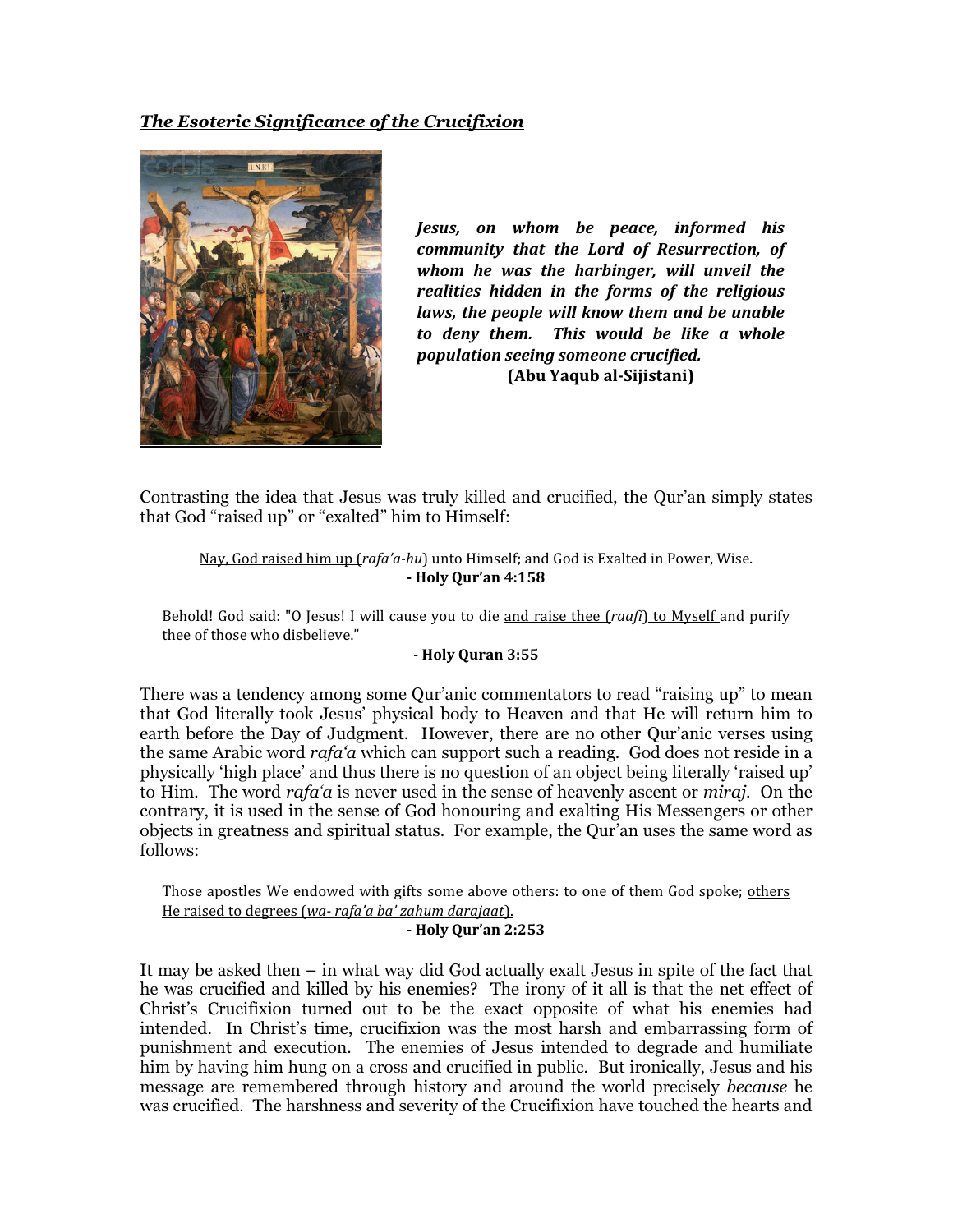***The Esoteric Significance of the Crucifixion***

***Jesus, on whom be peace, informed his community that the Lord of Resurrection, of whom he was the harbinger, will unveil the realities hidden in the forms of the religious laws, the people will know them and be unable to deny them. This would be like a whole population seeing someone crucified.***
**(Abu Yaqub al-Sijistani)**

Contrasting the idea that Jesus was truly killed and crucified, the Qur'an simply states that God "raised up" or "exalted" him to Himself:

> Nay, God raised him up (*rafa'a-hu*) unto Himself; and God is Exalted in Power, Wise.
> **- Holy Qur'an 4:158**

> Behold! God said: "O Jesus! I will cause you to die and raise thee (*raafi*) to Myself and purify thee of those who disbelieve."
> **- Holy Quran 3:55**

There was a tendency among some Qur'anic commentators to read "raising up" to mean that God literally took Jesus' physical body to Heaven and that He will return him to earth before the Day of Judgment. However, there are no other Qur'anic verses using the same Arabic word *rafa'a* which can support such a reading. God does not reside in a physically 'high place' and thus there is no question of an object being literally 'raised up' to Him. The word *rafa'a* is never used in the sense of heavenly ascent or *miraj*. On the contrary, it is used in the sense of God honouring and exalting His Messengers or other objects in greatness and spiritual status. For example, the Qur'an uses the same word as follows:

> Those apostles We endowed with gifts some above others: to one of them God spoke; others He raised to degrees (*wa- rafa'a ba' zahum darajaat*).
> **- Holy Qur'an 2:253**

It may be asked then – in what way did God actually exalt Jesus in spite of the fact that he was crucified and killed by his enemies? The irony of it all is that the net effect of Christ's Crucifixion turned out to be the exact opposite of what his enemies had intended. In Christ's time, crucifixion was the most harsh and embarrassing form of punishment and execution. The enemies of Jesus intended to degrade and humiliate him by having him hung on a cross and crucified in public. But ironically, Jesus and his message are remembered through history and around the world precisely *because* he was crucified. The harshness and severity of the Crucifixion have touched the hearts and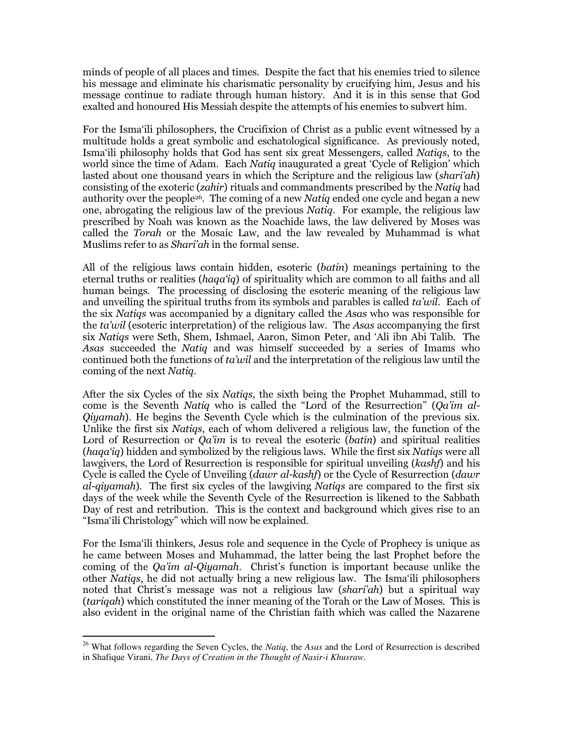minds of people of all places and times. Despite the fact that his enemies tried to silence his message and eliminate his charismatic personality by crucifying him, Jesus and his message continue to radiate through human history. And it is in this sense that God exalted and honoured His Messiah despite the attempts of his enemies to subvert him.

For the Isma'ili philosophers, the Crucifixion of Christ as a public event witnessed by a multitude holds a great symbolic and eschatological significance. As previously noted, Isma'ili philosophy holds that God has sent six great Messengers, called *Natiqs*, to the world since the time of Adam. Each *Natiq* inaugurated a great 'Cycle of Religion' which lasted about one thousand years in which the Scripture and the religious law (*shari'ah*) consisting of the exoteric (*zahir*) rituals and commandments prescribed by the *Natiq* had authority over the people[26]. The coming of a new *Natiq* ended one cycle and began a new one, abrogating the religious law of the previous *Natiq*. For example, the religious law prescribed by Noah was known as the Noachide laws, the law delivered by Moses was called the *Torah* or the Mosaic Law, and the law revealed by Muhammad is what Muslims refer to as *Shari'ah* in the formal sense.

All of the religious laws contain hidden, esoteric (*batin*) meanings pertaining to the eternal truths or realities (*haqa'iq*) of spirituality which are common to all faiths and all human beings. The processing of disclosing the esoteric meaning of the religious law and unveiling the spiritual truths from its symbols and parables is called *ta'wil*. Each of the six *Natiqs* was accompanied by a dignitary called the *Asas* who was responsible for the *ta'wil* (esoteric interpretation) of the religious law. The *Asas* accompanying the first six *Natiqs* were Seth, Shem, Ishmael, Aaron, Simon Peter, and 'Ali ibn Abi Talib. The *Asas* succeeded the *Natiq* and was himself succeeded by a series of Imams who continued both the functions of *ta'wil* and the interpretation of the religious law until the coming of the next *Natiq*.

After the six Cycles of the six *Natiqs*, the sixth being the Prophet Muhammad, still to come is the Seventh *Natiq* who is called the "Lord of the Resurrection" (*Qa'im al-Qiyamah*). He begins the Seventh Cycle which is the culmination of the previous six. Unlike the first six *Natiqs*, each of whom delivered a religious law, the function of the Lord of Resurrection or *Qa'im* is to reveal the esoteric (*batin*) and spiritual realities (*haqa'iq*) hidden and symbolized by the religious laws. While the first six *Natiqs* were all lawgivers, the Lord of Resurrection is responsible for spiritual unveiling (*kashf*) and his Cycle is called the Cycle of Unveiling (*dawr al-kashf*) or the Cycle of Resurrection (*dawr al-qiyamah*). The first six cycles of the lawgiving *Natiqs* are compared to the first six days of the week while the Seventh Cycle of the Resurrection is likened to the Sabbath Day of rest and retribution. This is the context and background which gives rise to an "Isma'ili Christology" which will now be explained.

For the Isma'ili thinkers, Jesus role and sequence in the Cycle of Prophecy is unique as he came between Moses and Muhammad, the latter being the last Prophet before the coming of the *Qa'im al-Qiyamah*. Christ's function is important because unlike the other *Natiqs*, he did not actually bring a new religious law. The Isma'ili philosophers noted that Christ's message was not a religious law (*shari'ah*) but a spiritual way (*tariqah*) which constituted the inner meaning of the Torah or the Law of Moses. This is also evident in the original name of the Christian faith which was called the Nazarene

---

[26] What follows regarding the Seven Cycles, the *Natiq*, the *Asas* and the Lord of Resurrection is described in Shafique Virani, *The Days of Creation in the Thought of Nasir-i Khusraw.*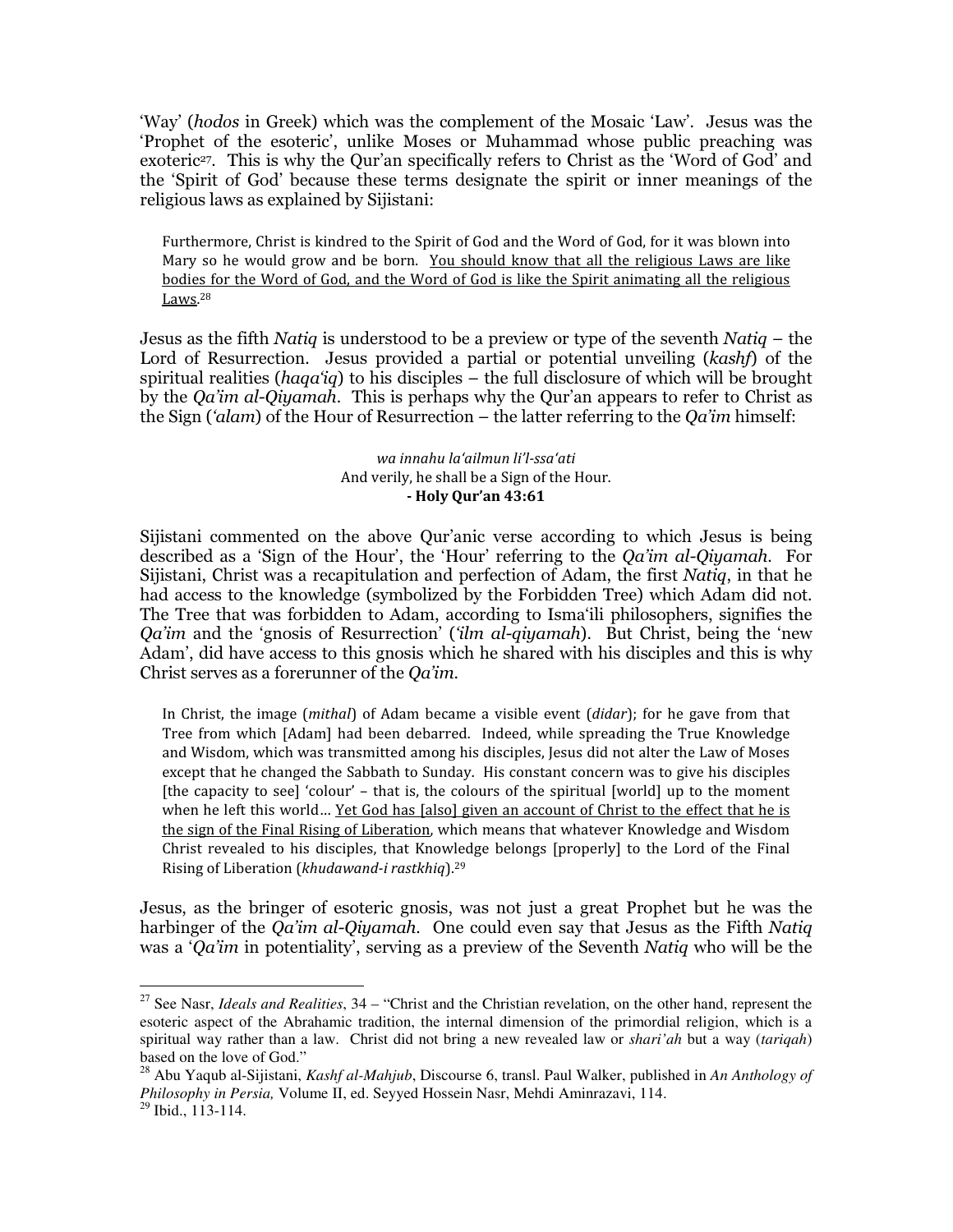'Way' (*hodos* in Greek) which was the complement of the Mosaic 'Law'. Jesus was the 'Prophet of the esoteric', unlike Moses or Muhammad whose public preaching was exoteric[27]. This is why the Qur'an specifically refers to Christ as the 'Word of God' and the 'Spirit of God' because these terms designate the spirit or inner meanings of the religious laws as explained by Sijistani:

> Furthermore, Christ is kindred to the Spirit of God and the Word of God, for it was blown into Mary so he would grow and be born. <u>You should know that all the religious Laws are like bodies for the Word of God, and the Word of God is like the Spirit animating all the religious Laws</u>.[28]

Jesus as the fifth *Natiq* is understood to be a preview or type of the seventh *Natiq* – the Lord of Resurrection. Jesus provided a partial or potential unveiling (*kashf*) of the spiritual realities (*haqa'iq*) to his disciples – the full disclosure of which will be brought by the *Qa'im al-Qiyamah*. This is perhaps why the Qur'an appears to refer to Christ as the Sign (*'alam*) of the Hour of Resurrection – the latter referring to the *Qa'im* himself:

> *wa innahu la'ailmun li'l-ssa'ati*
> And verily, he shall be a Sign of the Hour.
> **- Holy Qur'an 43:61**

Sijistani commented on the above Qur'anic verse according to which Jesus is being described as a 'Sign of the Hour', the 'Hour' referring to the *Qa'im al-Qiyamah*. For Sijistani, Christ was a recapitulation and perfection of Adam, the first *Natiq*, in that he had access to the knowledge (symbolized by the Forbidden Tree) which Adam did not. The Tree that was forbidden to Adam, according to Isma'ili philosophers, signifies the *Qa'im* and the 'gnosis of Resurrection' (*'ilm al-qiyamah*). But Christ, being the 'new Adam', did have access to this gnosis which he shared with his disciples and this is why Christ serves as a forerunner of the *Qa'im*.

> In Christ, the image (*mithal*) of Adam became a visible event (*didar*); for he gave from that Tree from which [Adam] had been debarred. Indeed, while spreading the True Knowledge and Wisdom, which was transmitted among his disciples, Jesus did not alter the Law of Moses except that he changed the Sabbath to Sunday. His constant concern was to give his disciples [the capacity to see] 'colour' – that is, the colours of the spiritual [world] up to the moment when he left this world… <u>Yet God has [also] given an account of Christ to the effect that he is the sign of the Final Rising of Liberation</u>, which means that whatever Knowledge and Wisdom Christ revealed to his disciples, that Knowledge belongs [properly] to the Lord of the Final Rising of Liberation (*khudawand-i rastkhiq*).[29]

Jesus, as the bringer of esoteric gnosis, was not just a great Prophet but he was the harbinger of the *Qa'im al-Qiyamah*. One could even say that Jesus as the Fifth *Natiq* was a '*Qa'im* in potentiality', serving as a preview of the Seventh *Natiq* who will be the

---

[27] See Nasr, *Ideals and Realities*, 34 – "Christ and the Christian revelation, on the other hand, represent the esoteric aspect of the Abrahamic tradition, the internal dimension of the primordial religion, which is a spiritual way rather than a law. Christ did not bring a new revealed law or *shari'ah* but a way (*tariqah*) based on the love of God."

[28] Abu Yaqub al-Sijistani, *Kashf al-Mahjub*, Discourse 6, transl. Paul Walker, published in *An Anthology of Philosophy in Persia,* Volume II, ed. Seyyed Hossein Nasr, Mehdi Aminrazavi, 114.

[29] Ibid., 113-114.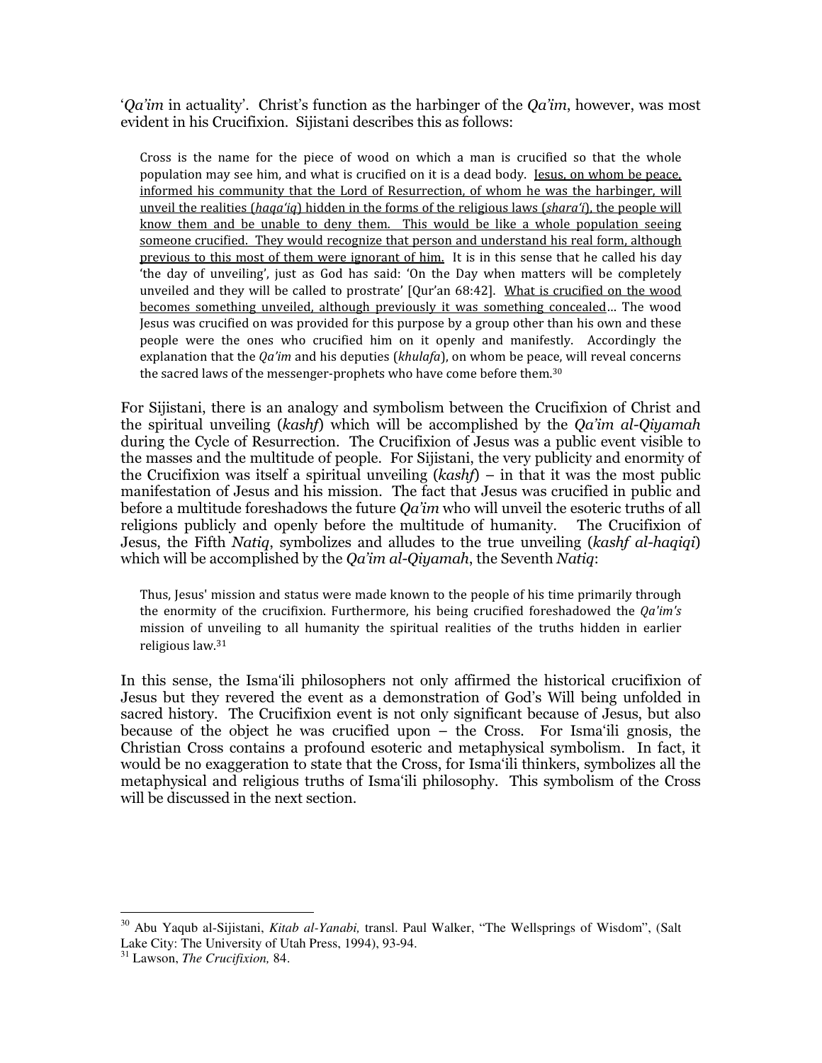'*Qa'im* in actuality'. Christ's function as the harbinger of the *Qa'im*, however, was most evident in his Crucifixion. Sijistani describes this as follows:

> Cross is the name for the piece of wood on which a man is crucified so that the whole population may see him, and what is crucified on it is a dead body. <u>Jesus, on whom be peace, informed his community that the Lord of Resurrection, of whom he was the harbinger, will unveil the realities (*haqa'iq*) hidden in the forms of the religious laws (*shara'i*), the people will know them and be unable to deny them. This would be like a whole population seeing someone crucified. They would recognize that person and understand his real form, although previous to this most of them were ignorant of him.</u> It is in this sense that he called his day 'the day of unveiling', just as God has said: 'On the Day when matters will be completely unveiled and they will be called to prostrate' [Qur'an 68:42]. <u>What is crucified on the wood becomes something unveiled, although previously it was something concealed</u>... The wood Jesus was crucified on was provided for this purpose by a group other than his own and these people were the ones who crucified him on it openly and manifestly. Accordingly the explanation that the *Qa'im* and his deputies (*khulafa*), on whom be peace, will reveal concerns the sacred laws of the messenger-prophets who have come before them.[30]

For Sijistani, there is an analogy and symbolism between the Crucifixion of Christ and the spiritual unveiling (*kashf*) which will be accomplished by the *Qa'im al-Qiyamah* during the Cycle of Resurrection. The Crucifixion of Jesus was a public event visible to the masses and the multitude of people. For Sijistani, the very publicity and enormity of the Crucifixion was itself a spiritual unveiling (*kashf*) – in that it was the most public manifestation of Jesus and his mission. The fact that Jesus was crucified in public and before a multitude foreshadows the future *Qa'im* who will unveil the esoteric truths of all religions publicly and openly before the multitude of humanity. The Crucifixion of Jesus, the Fifth *Natiq*, symbolizes and alludes to the true unveiling (*kashf al-haqiqi*) which will be accomplished by the *Qa'im al-Qiyamah*, the Seventh *Natiq*:

> Thus, Jesus' mission and status were made known to the people of his time primarily through the enormity of the crucifixion. Furthermore, his being crucified foreshadowed the *Qa'im's* mission of unveiling to all humanity the spiritual realities of the truths hidden in earlier religious law.[31]

In this sense, the Isma'ili philosophers not only affirmed the historical crucifixion of Jesus but they revered the event as a demonstration of God's Will being unfolded in sacred history. The Crucifixion event is not only significant because of Jesus, but also because of the object he was crucified upon – the Cross. For Isma'ili gnosis, the Christian Cross contains a profound esoteric and metaphysical symbolism. In fact, it would be no exaggeration to state that the Cross, for Isma'ili thinkers, symbolizes all the metaphysical and religious truths of Isma'ili philosophy. This symbolism of the Cross will be discussed in the next section.

---

[30] Abu Yaqub al-Sijistani, *Kitab al-Yanabi,* transl. Paul Walker, "The Wellsprings of Wisdom", (Salt Lake City: The University of Utah Press, 1994), 93-94.

[31] Lawson, *The Crucifixion,* 84.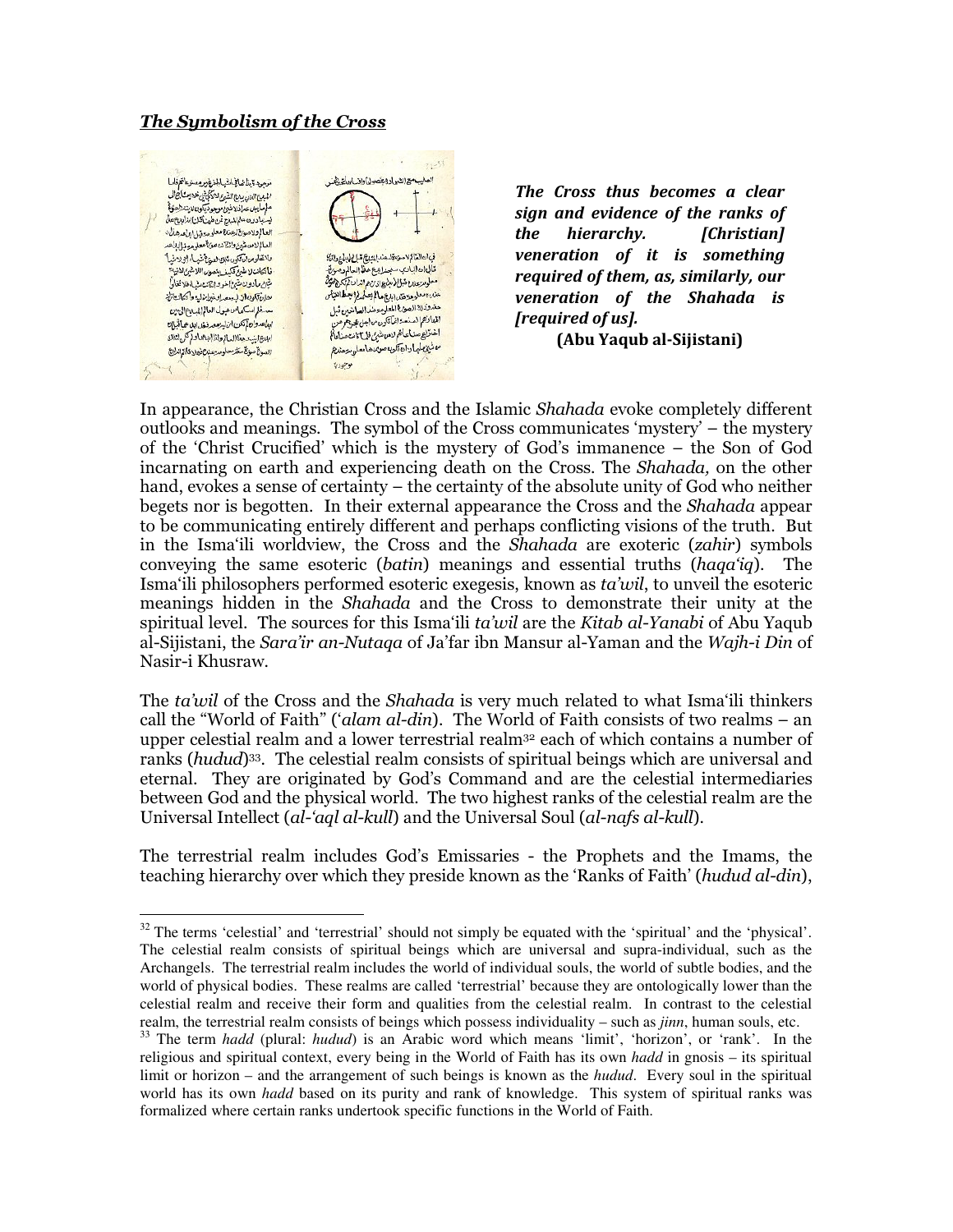***The Symbolism of the Cross***

***The Cross thus becomes a clear sign and evidence of the ranks of the hierarchy. [Christian] veneration of it is something required of them, as, similarly, our veneration of the Shahada is [required of us].***

**(Abu Yaqub al-Sijistani)**

In appearance, the Christian Cross and the Islamic *Shahada* evoke completely different outlooks and meanings. The symbol of the Cross communicates 'mystery' – the mystery of the 'Christ Crucified' which is the mystery of God's immanence – the Son of God incarnating on earth and experiencing death on the Cross. The *Shahada,* on the other hand, evokes a sense of certainty – the certainty of the absolute unity of God who neither begets nor is begotten. In their external appearance the Cross and the *Shahada* appear to be communicating entirely different and perhaps conflicting visions of the truth. But in the Isma'ili worldview, the Cross and the *Shahada* are exoteric (*zahir*) symbols conveying the same esoteric (*batin*) meanings and essential truths (*haqa'iq*). The Isma'ili philosophers performed esoteric exegesis, known as *ta'wil*, to unveil the esoteric meanings hidden in the *Shahada* and the Cross to demonstrate their unity at the spiritual level. The sources for this Isma'ili *ta'wil* are the *Kitab al-Yanabi* of Abu Yaqub al-Sijistani, the *Sara'ir an-Nutaqa* of Ja'far ibn Mansur al-Yaman and the *Wajh-i Din* of Nasir-i Khusraw.

The *ta'wil* of the Cross and the *Shahada* is very much related to what Isma'ili thinkers call the "World of Faith" (*'alam al-din*). The World of Faith consists of two realms – an upper celestial realm and a lower terrestrial realm[32] each of which contains a number of ranks (*hudud*)[33]. The celestial realm consists of spiritual beings which are universal and eternal. They are originated by God's Command and are the celestial intermediaries between God and the physical world. The two highest ranks of the celestial realm are the Universal Intellect (*al-'aql al-kull*) and the Universal Soul (*al-nafs al-kull*).

The terrestrial realm includes God's Emissaries - the Prophets and the Imams, the teaching hierarchy over which they preside known as the 'Ranks of Faith' (*hudud al-din*),

---

[32] The terms 'celestial' and 'terrestrial' should not simply be equated with the 'spiritual' and the 'physical'. The celestial realm consists of spiritual beings which are universal and supra-individual, such as the Archangels. The terrestrial realm includes the world of individual souls, the world of subtle bodies, and the world of physical bodies. These realms are called 'terrestrial' because they are ontologically lower than the celestial realm and receive their form and qualities from the celestial realm. In contrast to the celestial realm, the terrestrial realm consists of beings which possess individuality – such as *jinn*, human souls, etc.

[33] The term *hadd* (plural: *hudud*) is an Arabic word which means 'limit', 'horizon', or 'rank'. In the religious and spiritual context, every being in the World of Faith has its own *hadd* in gnosis – its spiritual limit or horizon – and the arrangement of such beings is known as the *hudud*. Every soul in the spiritual world has its own *hadd* based on its purity and rank of knowledge. This system of spiritual ranks was formalized where certain ranks undertook specific functions in the World of Faith.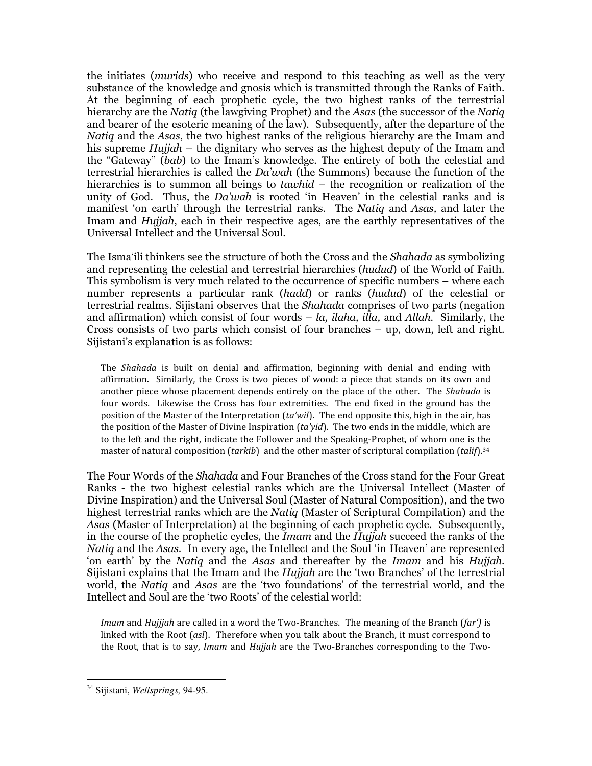the initiates (*murids*) who receive and respond to this teaching as well as the very substance of the knowledge and gnosis which is transmitted through the Ranks of Faith. At the beginning of each prophetic cycle, the two highest ranks of the terrestrial hierarchy are the *Natiq* (the lawgiving Prophet) and the *Asas* (the successor of the *Natiq* and bearer of the esoteric meaning of the law). Subsequently, after the departure of the *Natiq* and the *Asas*, the two highest ranks of the religious hierarchy are the Imam and his supreme *Hujjah* – the dignitary who serves as the highest deputy of the Imam and the "Gateway" (*bab*) to the Imam's knowledge. The entirety of both the celestial and terrestrial hierarchies is called the *Da'wah* (the Summons) because the function of the hierarchies is to summon all beings to *tawhid* – the recognition or realization of the unity of God. Thus, the *Da'wah* is rooted 'in Heaven' in the celestial ranks and is manifest 'on earth' through the terrestrial ranks. The *Natiq* and *Asas,* and later the Imam and *Hujjah*, each in their respective ages, are the earthly representatives of the Universal Intellect and the Universal Soul.

The Isma'ili thinkers see the structure of both the Cross and the *Shahada* as symbolizing and representing the celestial and terrestrial hierarchies (*hudud*) of the World of Faith. This symbolism is very much related to the occurrence of specific numbers – where each number represents a particular rank (*hadd*) or ranks (*hudud*) of the celestial or terrestrial realms. Sijistani observes that the *Shahada* comprises of two parts (negation and affirmation) which consist of four words – *la, ilaha, illa,* and *Allah*. Similarly, the Cross consists of two parts which consist of four branches – up, down, left and right. Sijistani's explanation is as follows:

> The *Shahada* is built on denial and affirmation, beginning with denial and ending with affirmation. Similarly, the Cross is two pieces of wood: a piece that stands on its own and another piece whose placement depends entirely on the place of the other. The *Shahada* is four words. Likewise the Cross has four extremities. The end fixed in the ground has the position of the Master of the Interpretation (*ta'wil*). The end opposite this, high in the air, has the position of the Master of Divine Inspiration (*ta'yid*). The two ends in the middle, which are to the left and the right, indicate the Follower and the Speaking-Prophet, of whom one is the master of natural composition (*tarkib*) and the other master of scriptural compilation (*talif*).[34]

The Four Words of the *Shahada* and Four Branches of the Cross stand for the Four Great Ranks - the two highest celestial ranks which are the Universal Intellect (Master of Divine Inspiration) and the Universal Soul (Master of Natural Composition), and the two highest terrestrial ranks which are the *Natiq* (Master of Scriptural Compilation) and the *Asas* (Master of Interpretation) at the beginning of each prophetic cycle. Subsequently, in the course of the prophetic cycles, the *Imam* and the *Hujjah* succeed the ranks of the *Natiq* and the *Asas*. In every age, the Intellect and the Soul 'in Heaven' are represented 'on earth' by the *Natiq* and the *Asas* and thereafter by the *Imam* and his *Hujjah*. Sijistani explains that the Imam and the *Hujjah* are the 'two Branches' of the terrestrial world, the *Natiq* and *Asas* are the 'two foundations' of the terrestrial world, and the Intellect and Soul are the 'two Roots' of the celestial world:

> *Imam* and *Hujjjah* are called in a word the Two-Branches. The meaning of the Branch (*far'*) is linked with the Root (*asl*). Therefore when you talk about the Branch, it must correspond to the Root, that is to say, *Imam* and *Hujjah* are the Two-Branches corresponding to the Two-

[34] Sijistani, *Wellsprings*, 94-95.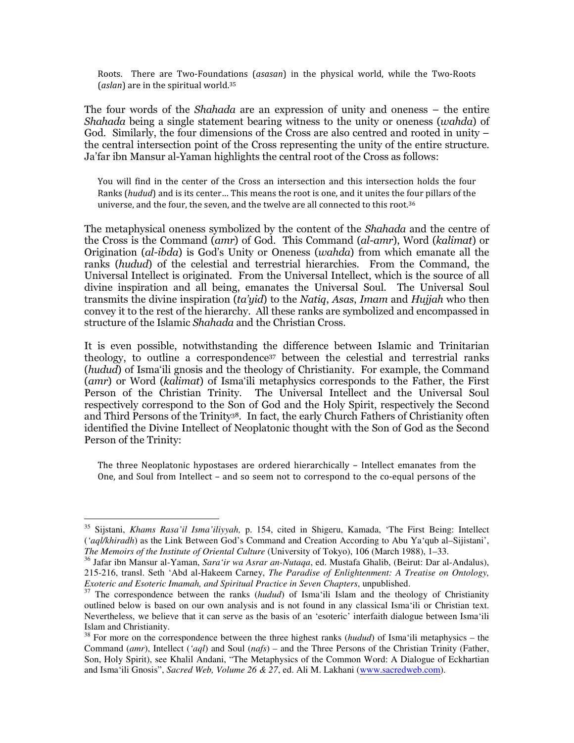> Roots. There are Two-Foundations (*asasan*) in the physical world, while the Two-Roots (*aslan*) are in the spiritual world.[35]

The four words of the *Shahada* are an expression of unity and oneness – the entire *Shahada* being a single statement bearing witness to the unity or oneness (*wahda*) of God. Similarly, the four dimensions of the Cross are also centred and rooted in unity – the central intersection point of the Cross representing the unity of the entire structure. Ja'far ibn Mansur al-Yaman highlights the central root of the Cross as follows:

> You will find in the center of the Cross an intersection and this intersection holds the four Ranks (*hudud*) and is its center… This means the root is one, and it unites the four pillars of the universe, and the four, the seven, and the twelve are all connected to this root.[36]

The metaphysical oneness symbolized by the content of the *Shahada* and the centre of the Cross is the Command (*amr*) of God. This Command (*al-amr*), Word (*kalimat*) or Origination (*al-ibda*) is God's Unity or Oneness (*wahda*) from which emanate all the ranks (*hudud*) of the celestial and terrestrial hierarchies. From the Command, the Universal Intellect is originated. From the Universal Intellect, which is the source of all divine inspiration and all being, emanates the Universal Soul. The Universal Soul transmits the divine inspiration (*ta'yid*) to the *Natiq*, *Asas*, *Imam* and *Hujjah* who then convey it to the rest of the hierarchy. All these ranks are symbolized and encompassed in structure of the Islamic *Shahada* and the Christian Cross.

It is even possible, notwithstanding the difference between Islamic and Trinitarian theology, to outline a correspondence[37] between the celestial and terrestrial ranks (*hudud*) of Isma'ili gnosis and the theology of Christianity. For example, the Command (*amr*) or Word (*kalimat*) of Isma'ili metaphysics corresponds to the Father, the First Person of the Christian Trinity. The Universal Intellect and the Universal Soul respectively correspond to the Son of God and the Holy Spirit, respectively the Second and Third Persons of the Trinity[38]. In fact, the early Church Fathers of Christianity often identified the Divine Intellect of Neoplatonic thought with the Son of God as the Second Person of the Trinity:

> The three Neoplatonic hypostases are ordered hierarchically – Intellect emanates from the One, and Soul from Intellect – and so seem not to correspond to the co-equal persons of the

---

[35] Sijstani, *Khams Rasa'il Isma'iliyyah,* p. 154, cited in Shigeru, Kamada, 'The First Being: Intellect (*'aql/khiradh*) as the Link Between God's Command and Creation According to Abu Ya'qub al–Sijistani', *The Memoirs of the Institute of Oriental Culture* (University of Tokyo), 106 (March 1988), 1–33.

[36] Jafar ibn Mansur al-Yaman, *Sara'ir wa Asrar an-Nutaqa*, ed. Mustafa Ghalib, (Beirut: Dar al-Andalus), 215-216, transl. Seth 'Abd al-Hakeem Carney, *The Paradise of Enlightenment: A Treatise on Ontology, Exoteric and Esoteric Imamah, and Spiritual Practice in Seven Chapters*, unpublished.

[37] The correspondence between the ranks (*hudud*) of Isma'ili Islam and the theology of Christianity outlined below is based on our own analysis and is not found in any classical Isma'ili or Christian text. Nevertheless, we believe that it can serve as the basis of an 'esoteric' interfaith dialogue between Isma'ili Islam and Christianity.

[38] For more on the correspondence between the three highest ranks (*hudud*) of Isma'ili metaphysics – the Command (*amr*), Intellect (*'aql*) and Soul (*nafs*) – and the Three Persons of the Christian Trinity (Father, Son, Holy Spirit), see Khalil Andani, "The Metaphysics of the Common Word: A Dialogue of Eckhartian and Isma'ili Gnosis", *Sacred Web, Volume 26 & 27*, ed. Ali M. Lakhani (www.sacredweb.com).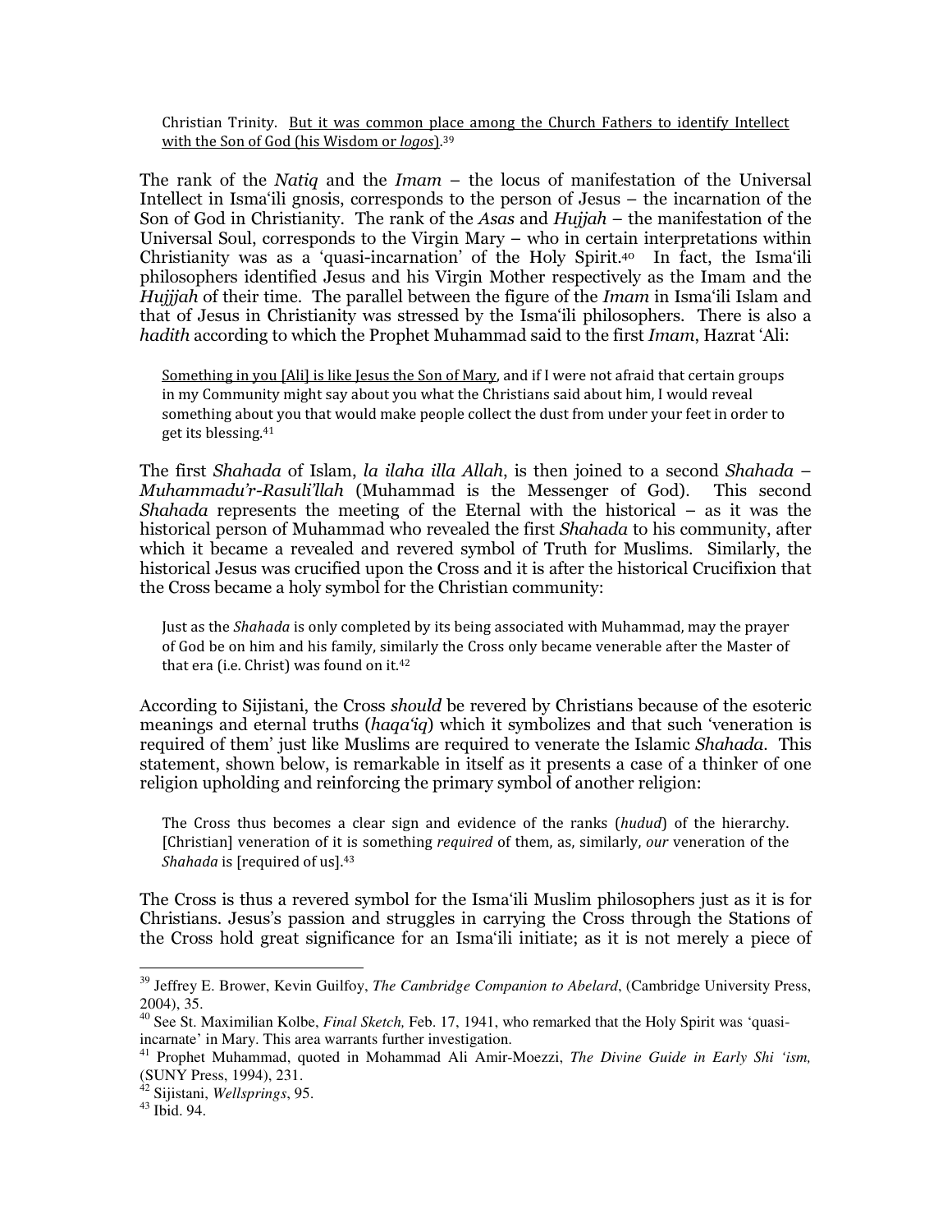> Christian Trinity. <u>But it was common place among the Church Fathers to identify Intellect with the Son of God (his Wisdom or *logos*)</u>.[39]

The rank of the *Natiq* and the *Imam* – the locus of manifestation of the Universal Intellect in Isma'ili gnosis, corresponds to the person of Jesus – the incarnation of the Son of God in Christianity. The rank of the *Asas* and *Hujjah* – the manifestation of the Universal Soul, corresponds to the Virgin Mary – who in certain interpretations within Christianity was as a 'quasi-incarnation' of the Holy Spirit.[40] In fact, the Isma'ili philosophers identified Jesus and his Virgin Mother respectively as the Imam and the *Hujjjah* of their time. The parallel between the figure of the *Imam* in Isma'ili Islam and that of Jesus in Christianity was stressed by the Isma'ili philosophers. There is also a *hadith* according to which the Prophet Muhammad said to the first *Imam*, Hazrat 'Ali:

> <u>Something in you [Ali] is like Jesus the Son of Mary</u>, and if I were not afraid that certain groups in my Community might say about you what the Christians said about him, I would reveal something about you that would make people collect the dust from under your feet in order to get its blessing.[41]

The first *Shahada* of Islam, *la ilaha illa Allah*, is then joined to a second *Shahada* – *Muhammadu'r-Rasuli'llah* (Muhammad is the Messenger of God). This second *Shahada* represents the meeting of the Eternal with the historical – as it was the historical person of Muhammad who revealed the first *Shahada* to his community, after which it became a revealed and revered symbol of Truth for Muslims. Similarly, the historical Jesus was crucified upon the Cross and it is after the historical Crucifixion that the Cross became a holy symbol for the Christian community:

> Just as the *Shahada* is only completed by its being associated with Muhammad, may the prayer of God be on him and his family, similarly the Cross only became venerable after the Master of that era (i.e. Christ) was found on it.[42]

According to Sijistani, the Cross *should* be revered by Christians because of the esoteric meanings and eternal truths (*haqa'iq*) which it symbolizes and that such 'veneration is required of them' just like Muslims are required to venerate the Islamic *Shahada*. This statement, shown below, is remarkable in itself as it presents a case of a thinker of one religion upholding and reinforcing the primary symbol of another religion:

> The Cross thus becomes a clear sign and evidence of the ranks (*hudud*) of the hierarchy. [Christian] veneration of it is something *required* of them, as, similarly, *our* veneration of the *Shahada* is [required of us].[43]

The Cross is thus a revered symbol for the Isma'ili Muslim philosophers just as it is for Christians. Jesus's passion and struggles in carrying the Cross through the Stations of the Cross hold great significance for an Isma'ili initiate; as it is not merely a piece of

---

[39] Jeffrey E. Brower, Kevin Guilfoy, *The Cambridge Companion to Abelard*, (Cambridge University Press, 2004), 35.

[40] See St. Maximilian Kolbe, *Final Sketch,* Feb. 17, 1941, who remarked that the Holy Spirit was 'quasi-incarnate' in Mary. This area warrants further investigation.

[41] Prophet Muhammad, quoted in Mohammad Ali Amir-Moezzi, *The Divine Guide in Early Shi 'ism,* (SUNY Press, 1994), 231.

[42] Sijistani, *Wellsprings*, 95.

[43] Ibid. 94.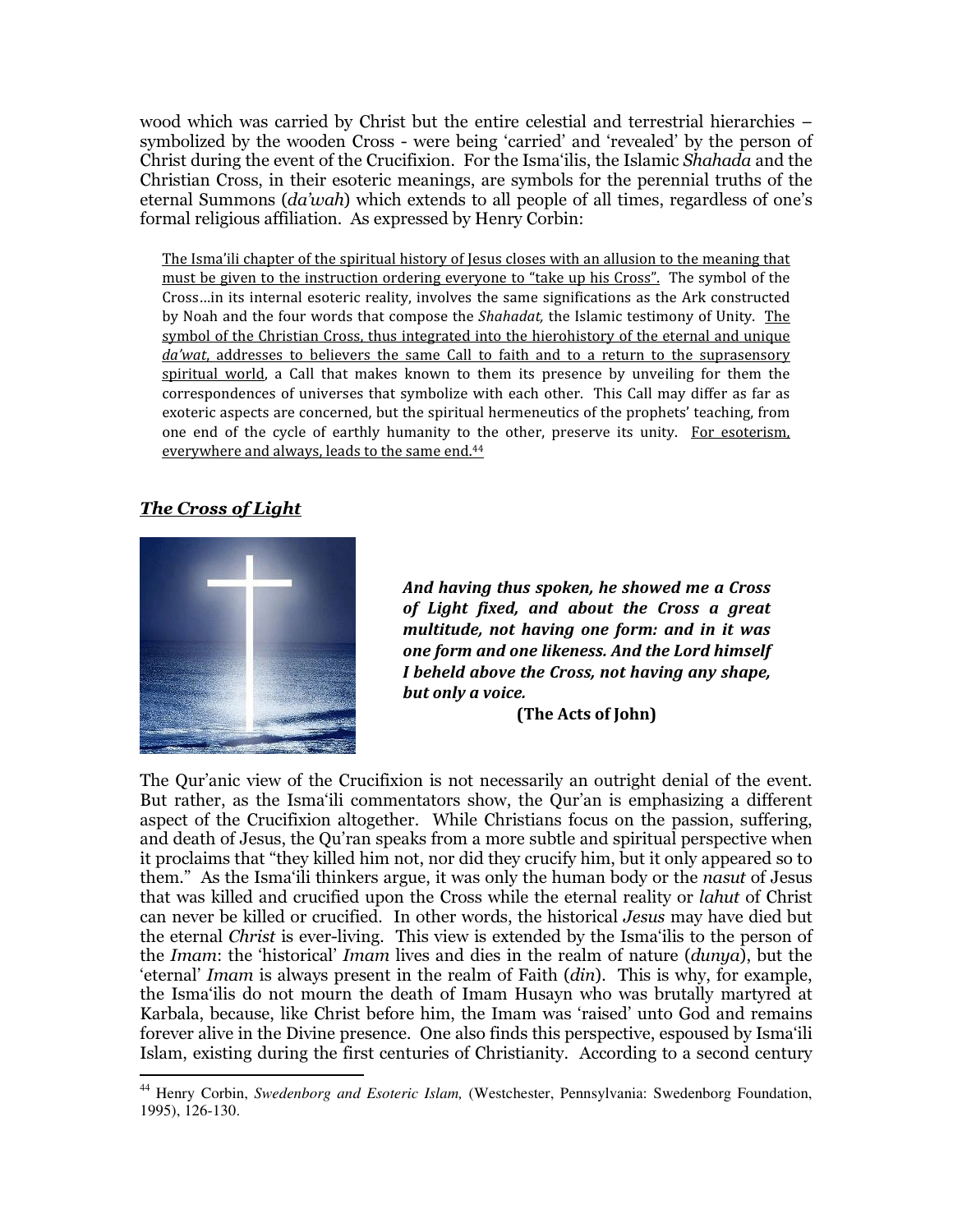wood which was carried by Christ but the entire celestial and terrestrial hierarchies – symbolized by the wooden Cross - were being 'carried' and 'revealed' by the person of Christ during the event of the Crucifixion. For the Isma'ilis, the Islamic *Shahada* and the Christian Cross, in their esoteric meanings, are symbols for the perennial truths of the eternal Summons (*da'wah*) which extends to all people of all times, regardless of one's formal religious affiliation. As expressed by Henry Corbin:

> The Isma'ili chapter of the spiritual history of Jesus closes with an allusion to the meaning that must be given to the instruction ordering everyone to "take up his Cross". The symbol of the Cross…in its internal esoteric reality, involves the same significations as the Ark constructed by Noah and the four words that compose the *Shahadat,* the Islamic testimony of Unity. The symbol of the Christian Cross, thus integrated into the hierohistory of the eternal and unique *da'wat*, addresses to believers the same Call to faith and to a return to the suprasensory spiritual world, a Call that makes known to them its presence by unveiling for them the correspondences of universes that symbolize with each other. This Call may differ as far as exoteric aspects are concerned, but the spiritual hermeneutics of the prophets' teaching, from one end of the cycle of earthly humanity to the other, preserve its unity. For esoterism, everywhere and always, leads to the same end.[44]

## ***The Cross of Light***

> ***And having thus spoken, he showed me a Cross of Light fixed, and about the Cross a great multitude, not having one form: and in it was one form and one likeness. And the Lord himself I beheld above the Cross, not having any shape, but only a voice.***
>
> **(The Acts of John)**

The Qur'anic view of the Crucifixion is not necessarily an outright denial of the event. But rather, as the Isma'ili commentators show, the Qur'an is emphasizing a different aspect of the Crucifixion altogether. While Christians focus on the passion, suffering, and death of Jesus, the Qu'ran speaks from a more subtle and spiritual perspective when it proclaims that "they killed him not, nor did they crucify him, but it only appeared so to them." As the Isma'ili thinkers argue, it was only the human body or the *nasut* of Jesus that was killed and crucified upon the Cross while the eternal reality or *lahut* of Christ can never be killed or crucified. In other words, the historical *Jesus* may have died but the eternal *Christ* is ever-living. This view is extended by the Isma'ilis to the person of the *Imam*: the 'historical' *Imam* lives and dies in the realm of nature (*dunya*), but the 'eternal' *Imam* is always present in the realm of Faith (*din*). This is why, for example, the Isma'ilis do not mourn the death of Imam Husayn who was brutally martyred at Karbala, because, like Christ before him, the Imam was 'raised' unto God and remains forever alive in the Divine presence. One also finds this perspective, espoused by Isma'ili Islam, existing during the first centuries of Christianity. According to a second century

---

[44] Henry Corbin, *Swedenborg and Esoteric Islam,* (Westchester, Pennsylvania: Swedenborg Foundation, 1995), 126-130.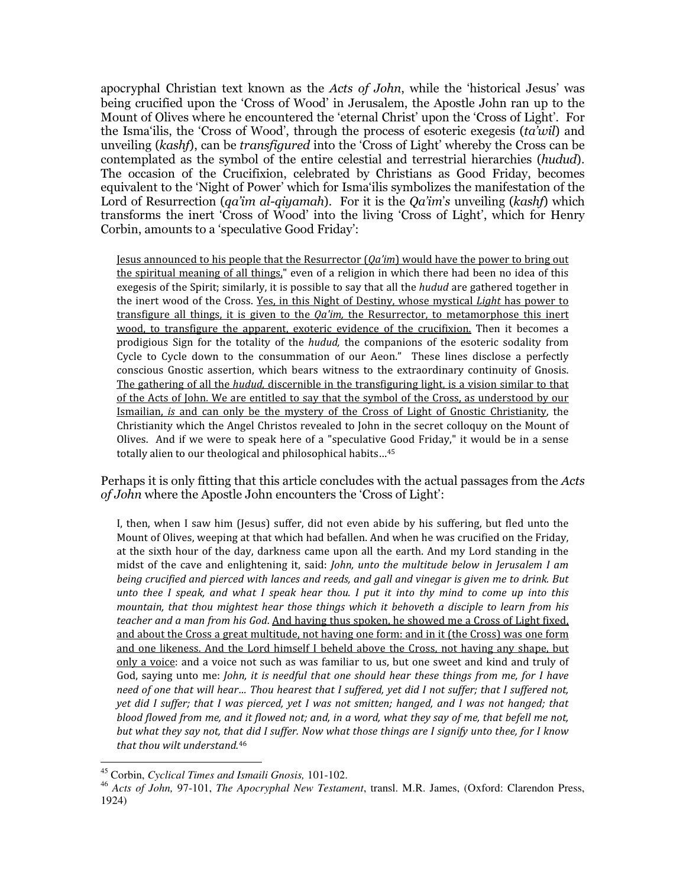apocryphal Christian text known as the *Acts of John*, while the 'historical Jesus' was being crucified upon the 'Cross of Wood' in Jerusalem, the Apostle John ran up to the Mount of Olives where he encountered the 'eternal Christ' upon the 'Cross of Light'. For the Isma'ilis, the 'Cross of Wood', through the process of esoteric exegesis (*ta'wil*) and unveiling (*kashf*), can be *transfigured* into the 'Cross of Light' whereby the Cross can be contemplated as the symbol of the entire celestial and terrestrial hierarchies (*hudud*). The occasion of the Crucifixion, celebrated by Christians as Good Friday, becomes equivalent to the 'Night of Power' which for Isma'ilis symbolizes the manifestation of the Lord of Resurrection (*qa'im al-qiyamah*). For it is the *Qa'im's* unveiling (*kashf*) which transforms the inert 'Cross of Wood' into the living 'Cross of Light', which for Henry Corbin, amounts to a 'speculative Good Friday':

> <u>Jesus announced to his people that the Resurrector (*Qa'im*) would have the power to bring out the spiritual meaning of all things,</u>" even of a religion in which there had been no idea of this exegesis of the Spirit; similarly, it is possible to say that all the *hudud* are gathered together in the inert wood of the Cross. <u>Yes, in this Night of Destiny, whose mystical *Light* has power to transfigure all things, it is given to the *Qa'im,* the Resurrector, to metamorphose this inert wood, to transfigure the apparent, exoteric evidence of the crucifixion.</u> Then it becomes a prodigious Sign for the totality of the *hudud,* the companions of the esoteric sodality from Cycle to Cycle down to the consummation of our Aeon." These lines disclose a perfectly conscious Gnostic assertion, which bears witness to the extraordinary continuity of Gnosis. <u>The gathering of all the *hudud,* discernible in the transfiguring light, is a vision similar to that of the Acts of John. We are entitled to say that the symbol of the Cross, as understood by our Ismailian, *is* and can only be the mystery of the Cross of Light of Gnostic Christianity</u>, the Christianity which the Angel Christos revealed to John in the secret colloquy on the Mount of Olives. And if we were to speak here of a "speculative Good Friday," it would be in a sense totally alien to our theological and philosophical habits…[45]

Perhaps it is only fitting that this article concludes with the actual passages from the *Acts of John* where the Apostle John encounters the 'Cross of Light':

> I, then, when I saw him (Jesus) suffer, did not even abide by his suffering, but fled unto the Mount of Olives, weeping at that which had befallen. And when he was crucified on the Friday, at the sixth hour of the day, darkness came upon all the earth. And my Lord standing in the midst of the cave and enlightening it, said: *John, unto the multitude below in Jerusalem I am being crucified and pierced with lances and reeds, and gall and vinegar is given me to drink. But unto thee I speak, and what I speak hear thou. I put it into thy mind to come up into this mountain, that thou mightest hear those things which it behoveth a disciple to learn from his teacher and a man from his God*. <u>And having thus spoken, he showed me a Cross of Light fixed, and about the Cross a great multitude, not having one form: and in it (the Cross) was one form and one likeness. And the Lord himself I beheld above the Cross, not having any shape, but only a voice</u>: and a voice not such as was familiar to us, but one sweet and kind and truly of God, saying unto me: *John, it is needful that one should hear these things from me, for I have need of one that will hear… Thou hearest that I suffered, yet did I not suffer; that I suffered not, yet did I suffer; that I was pierced, yet I was not smitten; hanged, and I was not hanged; that blood flowed from me, and it flowed not; and, in a word, what they say of me, that befell me not, but what they say not, that did I suffer. Now what those things are I signify unto thee, for I know that thou wilt understand.*[46]

---

[45] Corbin, *Cyclical Times and Ismaili Gnosis*, 101-102.

[46] *Acts of John,* 97-101, *The Apocryphal New Testament*, transl. M.R. James, (Oxford: Clarendon Press, 1924)